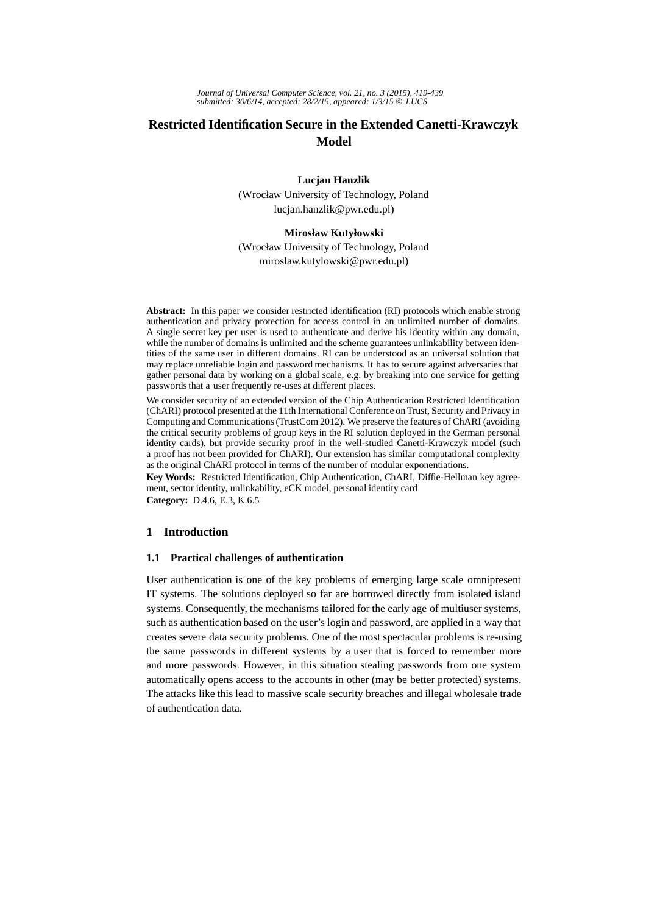# Restricted Identification Secure in the Extended Canetti-Krawczyk Model

**Lucjan Hanzlik**
(Wrocław University of Technology, Poland
lucjan.hanzlik@pwr.edu.pl)

**Mirosław Kutyłowski**
(Wrocław University of Technology, Poland
miroslaw.kutylowski@pwr.edu.pl)

**Abstract:** In this paper we consider restricted identification (RI) protocols which enable strong authentication and privacy protection for access control in an unlimited number of domains. A single secret key per user is used to authenticate and derive his identity within any domain, while the number of domains is unlimited and the scheme guarantees unlinkability between identities of the same user in different domains. RI can be understood as an universal solution that may replace unreliable login and password mechanisms. It has to secure against adversaries that gather personal data by working on a global scale, e.g. by breaking into one service for getting passwords that a user frequently re-uses at different places.

We consider security of an extended version of the Chip Authentication Restricted Identification (ChARI) protocol presented at the 11th International Conference on Trust, Security and Privacy in Computing and Communications (TrustCom 2012). We preserve the features of ChARI (avoiding the critical security problems of group keys in the RI solution deployed in the German personal identity cards), but provide security proof in the well-studied Canetti-Krawczyk model (such a proof has not been provided for ChARI). Our extension has similar computational complexity as the original ChARI protocol in terms of the number of modular exponentiations.

**Key Words:** Restricted Identification, Chip Authentication, ChARI, Diffie-Hellman key agreement, sector identity, unlinkability, eCK model, personal identity card

**Category:** D.4.6, E.3, K.6.5

## 1 Introduction

### 1.1 Practical challenges of authentication

User authentication is one of the key problems of emerging large scale omnipresent IT systems. The solutions deployed so far are borrowed directly from isolated island systems. Consequently, the mechanisms tailored for the early age of multiuser systems, such as authentication based on the user's login and password, are applied in a way that creates severe data security problems. One of the most spectacular problems is re-using the same passwords in different systems by a user that is forced to remember more and more passwords. However, in this situation stealing passwords from one system automatically opens access to the accounts in other (may be better protected) systems. The attacks like this lead to massive scale security breaches and illegal wholesale trade of authentication data.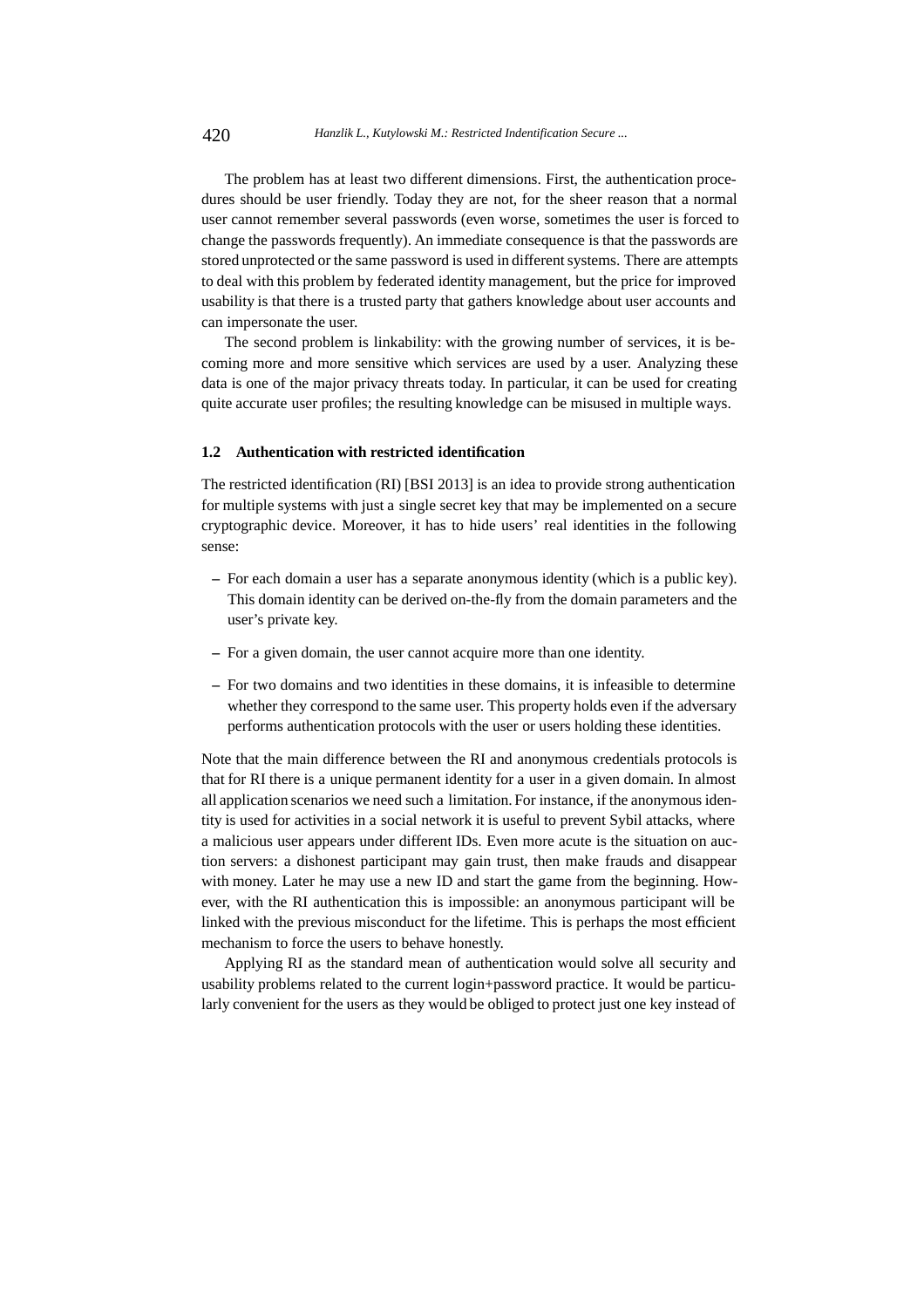The problem has at least two different dimensions. First, the authentication procedures should be user friendly. Today they are not, for the sheer reason that a normal user cannot remember several passwords (even worse, sometimes the user is forced to change the passwords frequently). An immediate consequence is that the passwords are stored unprotected or the same password is used in different systems. There are attempts to deal with this problem by federated identity management, but the price for improved usability is that there is a trusted party that gathers knowledge about user accounts and can impersonate the user.

The second problem is linkability: with the growing number of services, it is becoming more and more sensitive which services are used by a user. Analyzing these data is one of the major privacy threats today. In particular, it can be used for creating quite accurate user profiles; the resulting knowledge can be misused in multiple ways.

### 1.2 Authentication with restricted identification

The restricted identification (RI) [BSI 2013] is an idea to provide strong authentication for multiple systems with just a single secret key that may be implemented on a secure cryptographic device. Moreover, it has to hide users' real identities in the following sense:

- For each domain a user has a separate anonymous identity (which is a public key). This domain identity can be derived on-the-fly from the domain parameters and the user's private key.
- For a given domain, the user cannot acquire more than one identity.
- For two domains and two identities in these domains, it is infeasible to determine whether they correspond to the same user. This property holds even if the adversary performs authentication protocols with the user or users holding these identities.

Note that the main difference between the RI and anonymous credentials protocols is that for RI there is a unique permanent identity for a user in a given domain. In almost all application scenarios we need such a limitation. For instance, if the anonymous identity is used for activities in a social network it is useful to prevent Sybil attacks, where a malicious user appears under different IDs. Even more acute is the situation on auction servers: a dishonest participant may gain trust, then make frauds and disappear with money. Later he may use a new ID and start the game from the beginning. However, with the RI authentication this is impossible: an anonymous participant will be linked with the previous misconduct for the lifetime. This is perhaps the most efficient mechanism to force the users to behave honestly.

Applying RI as the standard mean of authentication would solve all security and usability problems related to the current login+password practice. It would be particularly convenient for the users as they would be obliged to protect just one key instead of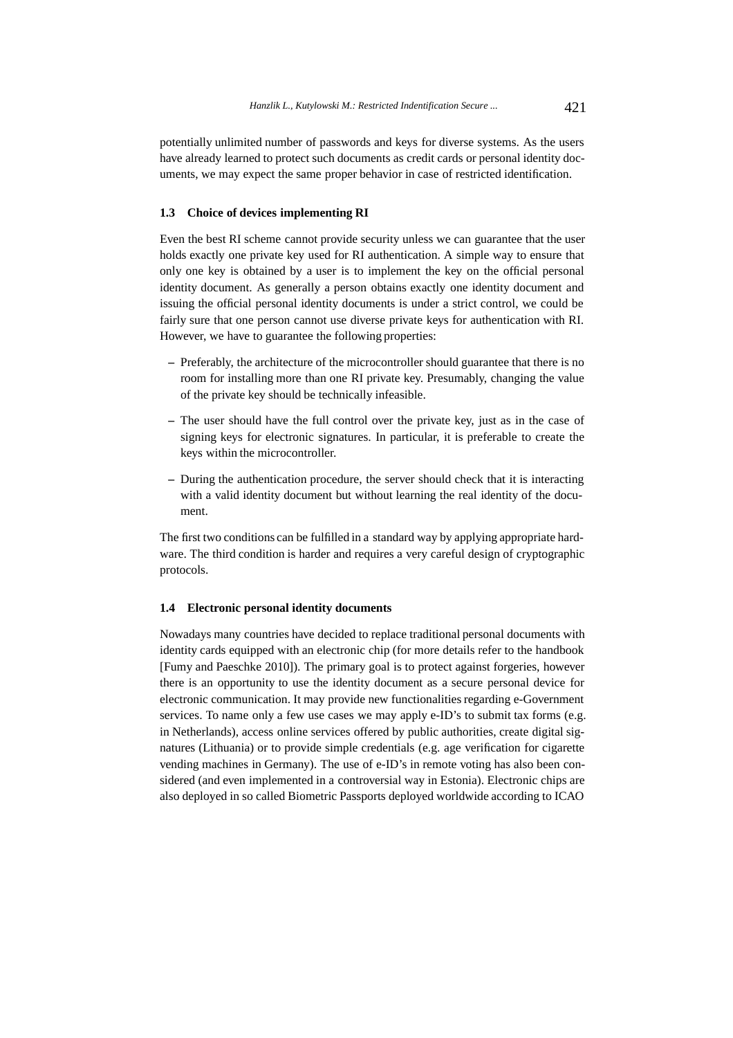potentially unlimited number of passwords and keys for diverse systems. As the users have already learned to protect such documents as credit cards or personal identity documents, we may expect the same proper behavior in case of restricted identification.

### 1.3 Choice of devices implementing RI

Even the best RI scheme cannot provide security unless we can guarantee that the user holds exactly one private key used for RI authentication. A simple way to ensure that only one key is obtained by a user is to implement the key on the official personal identity document. As generally a person obtains exactly one identity document and issuing the official personal identity documents is under a strict control, we could be fairly sure that one person cannot use diverse private keys for authentication with RI. However, we have to guarantee the following properties:

- Preferably, the architecture of the microcontroller should guarantee that there is no room for installing more than one RI private key. Presumably, changing the value of the private key should be technically infeasible.
- The user should have the full control over the private key, just as in the case of signing keys for electronic signatures. In particular, it is preferable to create the keys within the microcontroller.
- During the authentication procedure, the server should check that it is interacting with a valid identity document but without learning the real identity of the document.

The first two conditions can be fulfilled in a standard way by applying appropriate hardware. The third condition is harder and requires a very careful design of cryptographic protocols.

### 1.4 Electronic personal identity documents

Nowadays many countries have decided to replace traditional personal documents with identity cards equipped with an electronic chip (for more details refer to the handbook [Fumy and Paeschke 2010]). The primary goal is to protect against forgeries, however there is an opportunity to use the identity document as a secure personal device for electronic communication. It may provide new functionalities regarding e-Government services. To name only a few use cases we may apply e-ID's to submit tax forms (e.g. in Netherlands), access online services offered by public authorities, create digital signatures (Lithuania) or to provide simple credentials (e.g. age verification for cigarette vending machines in Germany). The use of e-ID's in remote voting has also been considered (and even implemented in a controversial way in Estonia). Electronic chips are also deployed in so called Biometric Passports deployed worldwide according to ICAO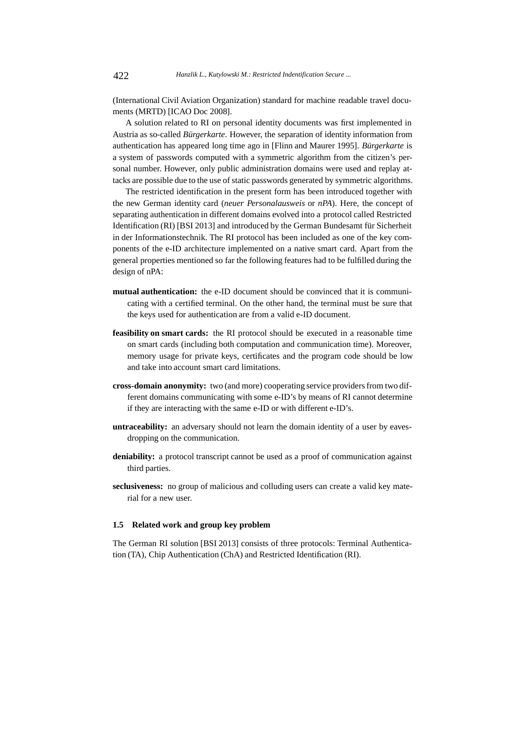(International Civil Aviation Organization) standard for machine readable travel documents (MRTD) [ICAO Doc 2008].

A solution related to RI on personal identity documents was first implemented in Austria as so-called *Bürgerkarte*. However, the separation of identity information from authentication has appeared long time ago in [Flinn and Maurer 1995]. *Bürgerkarte* is a system of passwords computed with a symmetric algorithm from the citizen's personal number. However, only public administration domains were used and replay attacks are possible due to the use of static passwords generated by symmetric algorithms.

The restricted identification in the present form has been introduced together with the new German identity card (*neuer Personalausweis* or *nPA*). Here, the concept of separating authentication in different domains evolved into a protocol called Restricted Identification (RI) [BSI 2013] and introduced by the German Bundesamt für Sicherheit in der Informationstechnik. The RI protocol has been included as one of the key components of the e-ID architecture implemented on a native smart card. Apart from the general properties mentioned so far the following features had to be fulfilled during the design of nPA:

**mutual authentication:** the e-ID document should be convinced that it is communicating with a certified terminal. On the other hand, the terminal must be sure that the keys used for authentication are from a valid e-ID document.

**feasibility on smart cards:** the RI protocol should be executed in a reasonable time on smart cards (including both computation and communication time). Moreover, memory usage for private keys, certificates and the program code should be low and take into account smart card limitations.

**cross-domain anonymity:** two (and more) cooperating service providers from two different domains communicating with some e-ID's by means of RI cannot determine if they are interacting with the same e-ID or with different e-ID's.

**untraceability:** an adversary should not learn the domain identity of a user by eavesdropping on the communication.

**deniability:** a protocol transcript cannot be used as a proof of communication against third parties.

**seclusiveness:** no group of malicious and colluding users can create a valid key material for a new user.

### 1.5 Related work and group key problem

The German RI solution [BSI 2013] consists of three protocols: Terminal Authentication (TA), Chip Authentication (ChA) and Restricted Identification (RI).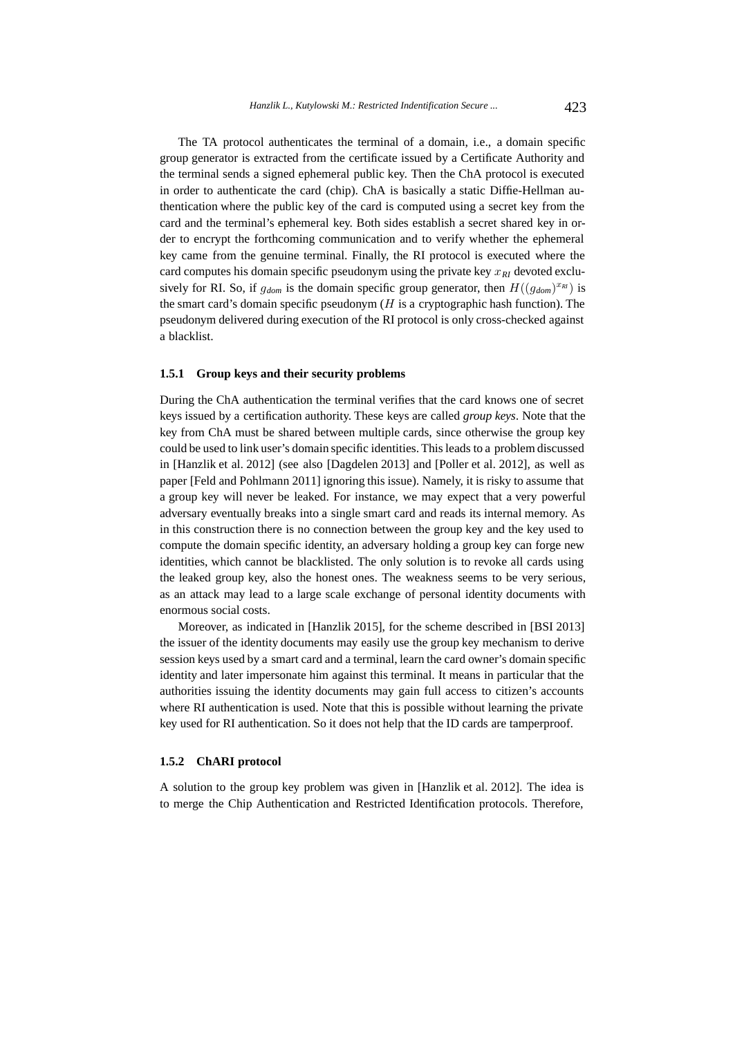The TA protocol authenticates the terminal of a domain, i.e., a domain specific group generator is extracted from the certificate issued by a Certificate Authority and the terminal sends a signed ephemeral public key. Then the ChA protocol is executed in order to authenticate the card (chip). ChA is basically a static Diffie-Hellman authentication where the public key of the card is computed using a secret key from the card and the terminal's ephemeral key. Both sides establish a secret shared key in order to encrypt the forthcoming communication and to verify whether the ephemeral key came from the genuine terminal. Finally, the RI protocol is executed where the card computes his domain specific pseudonym using the private key $x_{RI}$ devoted exclusively for RI. So, if $g_{dom}$ is the domain specific group generator, then $H((g_{dom})^{x_{RI}})$ is the smart card's domain specific pseudonym ($H$ is a cryptographic hash function). The pseudonym delivered during execution of the RI protocol is only cross-checked against a blacklist.

#### 1.5.1 Group keys and their security problems

During the ChA authentication the terminal verifies that the card knows one of secret keys issued by a certification authority. These keys are called *group keys*. Note that the key from ChA must be shared between multiple cards, since otherwise the group key could be used to link user's domain specific identities. This leads to a problem discussed in [Hanzlik et al. 2012] (see also [Dagdelen 2013] and [Poller et al. 2012], as well as paper [Feld and Pohlmann 2011] ignoring this issue). Namely, it is risky to assume that a group key will never be leaked. For instance, we may expect that a very powerful adversary eventually breaks into a single smart card and reads its internal memory. As in this construction there is no connection between the group key and the key used to compute the domain specific identity, an adversary holding a group key can forge new identities, which cannot be blacklisted. The only solution is to revoke all cards using the leaked group key, also the honest ones. The weakness seems to be very serious, as an attack may lead to a large scale exchange of personal identity documents with enormous social costs.

Moreover, as indicated in [Hanzlik 2015], for the scheme described in [BSI 2013] the issuer of the identity documents may easily use the group key mechanism to derive session keys used by a smart card and a terminal, learn the card owner's domain specific identity and later impersonate him against this terminal. It means in particular that the authorities issuing the identity documents may gain full access to citizen's accounts where RI authentication is used. Note that this is possible without learning the private key used for RI authentication. So it does not help that the ID cards are tamperproof.

#### 1.5.2 ChARI protocol

A solution to the group key problem was given in [Hanzlik et al. 2012]. The idea is to merge the Chip Authentication and Restricted Identification protocols. Therefore,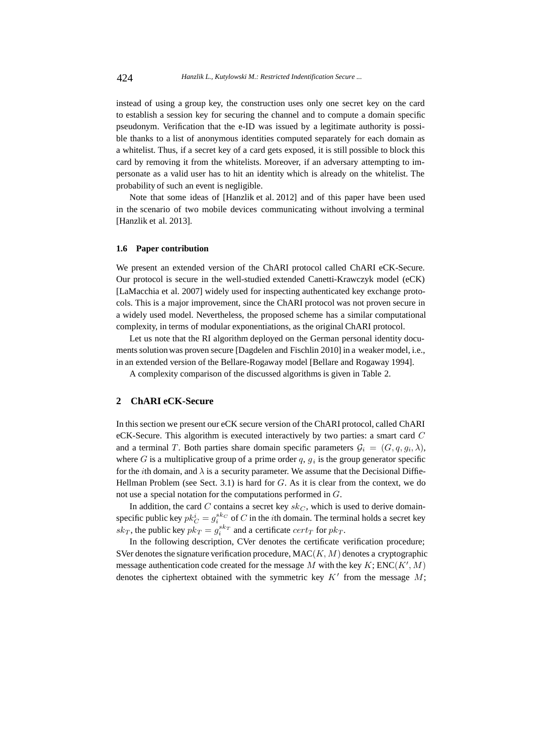instead of using a group key, the construction uses only one secret key on the card to establish a session key for securing the channel and to compute a domain specific pseudonym. Verification that the e-ID was issued by a legitimate authority is possible thanks to a list of anonymous identities computed separately for each domain as a whitelist. Thus, if a secret key of a card gets exposed, it is still possible to block this card by removing it from the whitelists. Moreover, if an adversary attempting to impersonate as a valid user has to hit an identity which is already on the whitelist. The probability of such an event is negligible.

Note that some ideas of [Hanzlik et al. 2012] and of this paper have been used in the scenario of two mobile devices communicating without involving a terminal [Hanzlik et al. 2013].

### 1.6 Paper contribution

We present an extended version of the ChARI protocol called ChARI eCK-Secure. Our protocol is secure in the well-studied extended Canetti-Krawczyk model (eCK) [LaMacchia et al. 2007] widely used for inspecting authenticated key exchange protocols. This is a major improvement, since the ChARI protocol was not proven secure in a widely used model. Nevertheless, the proposed scheme has a similar computational complexity, in terms of modular exponentiations, as the original ChARI protocol.

Let us note that the RI algorithm deployed on the German personal identity documents solution was proven secure [Dagdelen and Fischlin 2010] in a weaker model, i.e., in an extended version of the Bellare-Rogaway model [Bellare and Rogaway 1994].

A complexity comparison of the discussed algorithms is given in Table 2.

## 2 ChARI eCK-Secure

In this section we present our eCK secure version of the ChARI protocol, called ChARI eCK-Secure. This algorithm is executed interactively by two parties: a smart card $C$ and a terminal $T$. Both parties share domain specific parameters $\mathcal{G}_i = (G, q, g_i, \lambda)$, where $G$ is a multiplicative group of a prime order $q$, $g_i$ is the group generator specific for the $i$th domain, and $\lambda$ is a security parameter. We assume that the Decisional Diffie-Hellman Problem (see Sect. 3.1) is hard for $G$. As it is clear from the context, we do not use a special notation for the computations performed in $G$.

In addition, the card $C$ contains a secret key $sk_C$, which is used to derive domain-specific public key $pk_C^i = g_i^{sk_C}$ of $C$ in the $i$th domain. The terminal holds a secret key $sk_T$, the public key $pk_T = g_i^{sk_T}$ and a certificate $cert_T$ for $pk_T$.

In the following description, CVer denotes the certificate verification procedure; SVer denotes the signature verification procedure, MAC$(K, M)$ denotes a cryptographic message authentication code created for the message $M$ with the key $K$; ENC$(K', M)$ denotes the ciphertext obtained with the symmetric key $K'$ from the message $M$;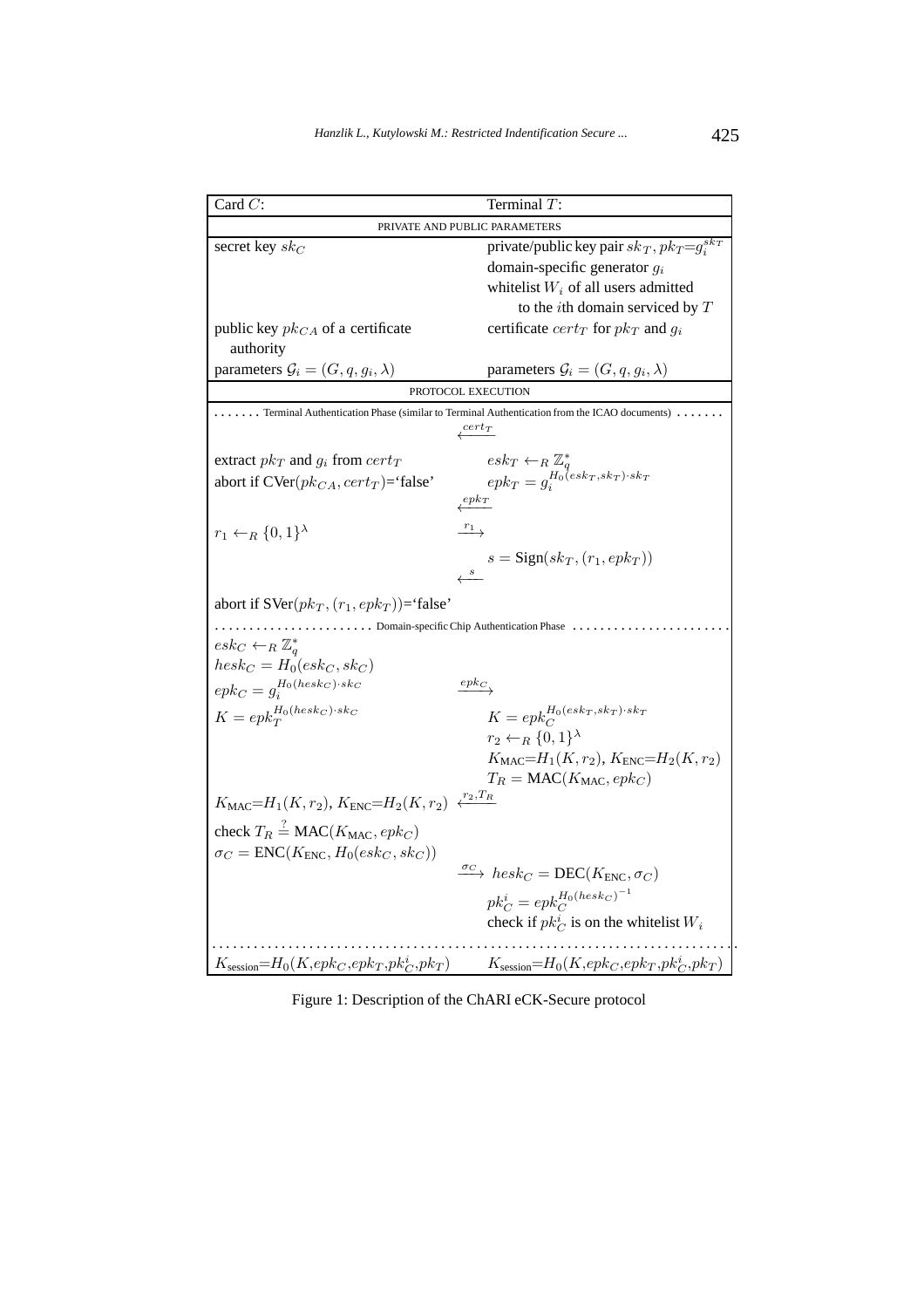| Card $C$: | | Terminal $T$: |
|---|---|---|
| PRIVATE AND PUBLIC PARAMETERS | | |
| secret key $sk_C$ | | private/public key pair $sk_T, pk_T{=}g_i^{sk_T}$ |
| | | domain-specific generator $g_i$ |
| | | whitelist $W_i$ of all users admitted to the $i$th domain serviced by $T$ |
| public key $pk_{CA}$ of a certificate authority | | certificate $cert_T$ for $pk_T$ and $g_i$ |
| parameters $\mathcal{G}_i = (G, q, g_i, \lambda)$ | | parameters $\mathcal{G}_i = (G, q, g_i, \lambda)$ |
| PROTOCOL EXECUTION | | |
| ....... Terminal Authentication Phase (similar to Terminal Authentication from the ICAO documents) ....... | | |
| | $\xleftarrow{cert_T}$ | |
| extract $pk_T$ and $g_i$ from $cert_T$ | | $esk_T \leftarrow_R \mathbb{Z}_q^*$ |
| abort if CVer$(pk_{CA}, cert_T)$='false' | | $epk_T = g_i^{H_0(esk_T, sk_T)\cdot sk_T}$ |
| | $\xleftarrow{epk_T}$ | |
| $r_1 \leftarrow_R \{0,1\}^\lambda$ | $\xrightarrow{r_1}$ | |
| | | $s = \text{Sign}(sk_T, (r_1, epk_T))$ |
| | $\xleftarrow{s}$ | |
| abort if SVer$(pk_T, (r_1, epk_T))$='false' | | |
| ...................... Domain-specific Chip Authentication Phase ...................... | | |
| $esk_C \leftarrow_R \mathbb{Z}_q^*$ | | |
| $hesk_C = H_0(esk_C, sk_C)$ | | |
| $epk_C = g_i^{H_0(hesk_C)\cdot sk_C}$ | $\xrightarrow{epk_C}$ | |
| $K = epk_T^{H_0(hesk_C)\cdot sk_C}$ | | $K = epk_C^{H_0(esk_T, sk_T)\cdot sk_T}$ |
| | | $r_2 \leftarrow_R \{0,1\}^\lambda$ |
| | | $K_{\text{MAC}}{=}H_1(K, r_2)$, $K_{\text{ENC}}{=}H_2(K, r_2)$ |
| | | $T_R = \text{MAC}(K_{\text{MAC}}, epk_C)$ |
| $K_{\text{MAC}}{=}H_1(K, r_2)$, $K_{\text{ENC}}{=}H_2(K, r_2)$ | $\xleftarrow{r_2, T_R}$ | |
| check $T_R \stackrel{?}{=} \text{MAC}(K_{\text{MAC}}, epk_C)$ | | |
| $\sigma_C = \text{ENC}(K_{\text{ENC}}, H_0(esk_C, sk_C))$ | | |
| | $\xrightarrow{\sigma_C}$ | $hesk_C = \text{DEC}(K_{\text{ENC}}, \sigma_C)$ |
| | | $pk_C^i = epk_C^{H_0(hesk_C)^{-1}}$ |
| | | check if $pk_C^i$ is on the whitelist $W_i$ |
| $K_{\text{session}}{=}H_0(K, epk_C, epk_T, pk_C^i, pk_T)$ | | $K_{\text{session}}{=}H_0(K, epk_C, epk_T, pk_C^i, pk_T)$ |

Figure 1: Description of the ChARI eCK-Secure protocol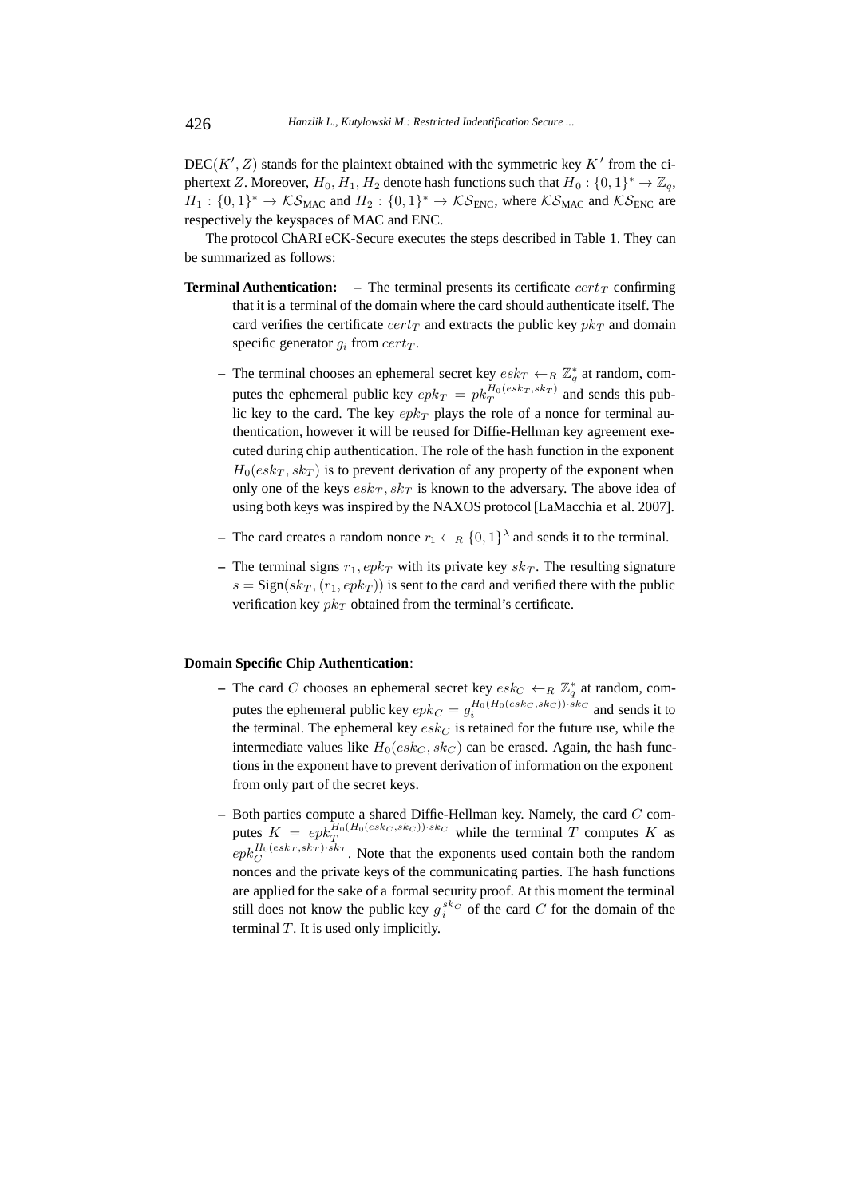$\text{DEC}(K', Z)$ stands for the plaintext obtained with the symmetric key $K'$ from the ciphertext $Z$. Moreover, $H_0, H_1, H_2$ denote hash functions such that $H_0 : \{0,1\}^* \to \mathbb{Z}_q$, $H_1 : \{0,1\}^* \to \mathcal{KS}_{\text{MAC}}$ and $H_2 : \{0,1\}^* \to \mathcal{KS}_{\text{ENC}}$, where $\mathcal{KS}_{\text{MAC}}$ and $\mathcal{KS}_{\text{ENC}}$ are respectively the keyspaces of MAC and ENC.

The protocol ChARI eCK-Secure executes the steps described in Table 1. They can be summarized as follows:

**Terminal Authentication:**

- The terminal presents its certificate $cert_T$ confirming that it is a terminal of the domain where the card should authenticate itself. The card verifies the certificate $cert_T$ and extracts the public key $pk_T$ and domain specific generator $g_i$ from $cert_T$.
- The terminal chooses an ephemeral secret key $esk_T \leftarrow_R \mathbb{Z}_q^*$ at random, computes the ephemeral public key $epk_T = pk_T^{H_0(esk_T, sk_T)}$ and sends this public key to the card. The key $epk_T$ plays the role of a nonce for terminal authentication, however it will be reused for Diffie-Hellman key agreement executed during chip authentication. The role of the hash function in the exponent $H_0(esk_T, sk_T)$ is to prevent derivation of any property of the exponent when only one of the keys $esk_T, sk_T$ is known to the adversary. The above idea of using both keys was inspired by the NAXOS protocol [LaMacchia et al. 2007].
- The card creates a random nonce $r_1 \leftarrow_R \{0,1\}^\lambda$ and sends it to the terminal.
- The terminal signs $r_1, epk_T$ with its private key $sk_T$. The resulting signature $s = \text{Sign}(sk_T, (r_1, epk_T))$ is sent to the card and verified there with the public verification key $pk_T$ obtained from the terminal's certificate.

**Domain Specific Chip Authentication**:

- The card $C$ chooses an ephemeral secret key $esk_C \leftarrow_R \mathbb{Z}_q^*$ at random, computes the ephemeral public key $epk_C = g_i^{H_0(H_0(esk_C, sk_C)) \cdot sk_C}$ and sends it to the terminal. The ephemeral key $esk_C$ is retained for the future use, while the intermediate values like $H_0(esk_C, sk_C)$ can be erased. Again, the hash functions in the exponent have to prevent derivation of information on the exponent from only part of the secret keys.
- Both parties compute a shared Diffie-Hellman key. Namely, the card $C$ computes $K = epk_T^{H_0(H_0(esk_C, sk_C)) \cdot sk_C}$ while the terminal $T$ computes $K$ as $epk_C^{H_0(esk_T, sk_T) \cdot sk_T}$. Note that the exponents used contain both the random nonces and the private keys of the communicating parties. The hash functions are applied for the sake of a formal security proof. At this moment the terminal still does not know the public key $g_i^{sk_C}$ of the card $C$ for the domain of the terminal $T$. It is used only implicitly.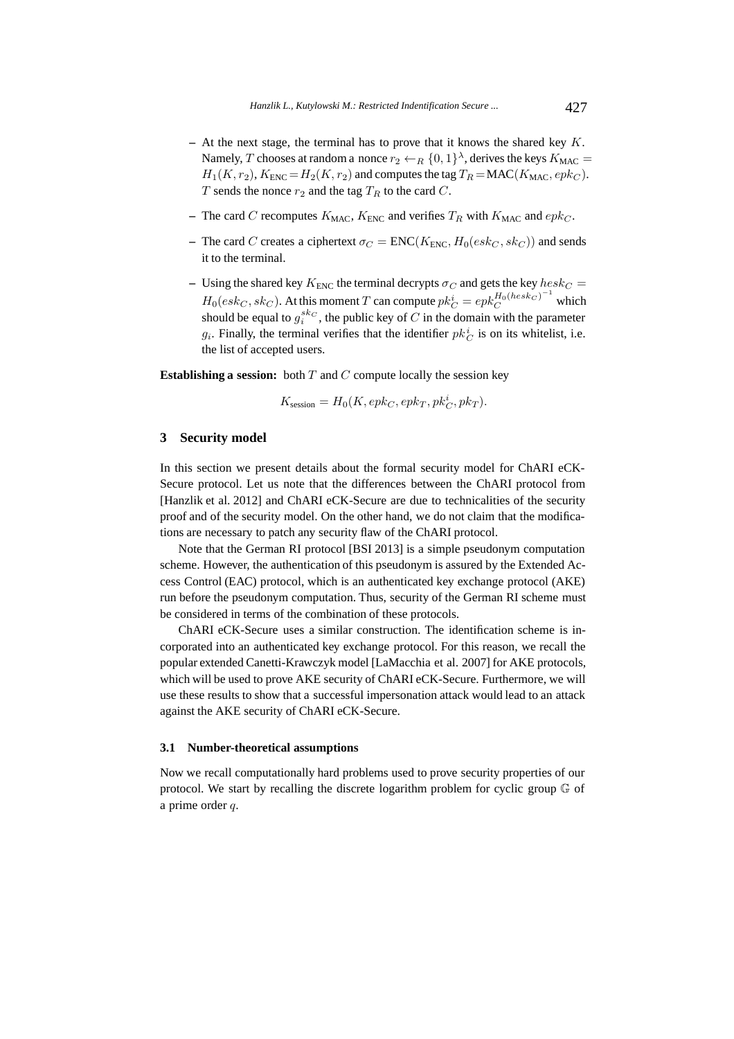- At the next stage, the terminal has to prove that it knows the shared key $K$. Namely, $T$ chooses at random a nonce $r_2 \leftarrow_R \{0,1\}^\lambda$, derives the keys $K_{\text{MAC}} = H_1(K, r_2)$, $K_{\text{ENC}} = H_2(K, r_2)$ and computes the tag $T_R = \text{MAC}(K_{\text{MAC}}, epk_C)$. $T$ sends the nonce $r_2$ and the tag $T_R$ to the card $C$.
- The card $C$ recomputes $K_{\text{MAC}}$, $K_{\text{ENC}}$ and verifies $T_R$ with $K_{\text{MAC}}$ and $epk_C$.
- The card $C$ creates a ciphertext $\sigma_C = \text{ENC}(K_{\text{ENC}}, H_0(esk_C, sk_C))$ and sends it to the terminal.
- Using the shared key $K_{\text{ENC}}$ the terminal decrypts $\sigma_C$ and gets the key $hesk_C = H_0(esk_C, sk_C)$. At this moment $T$ can compute $pk_C^i = epk_C^{H_0(hesk_C)^{-1}}$ which should be equal to $g_i^{sk_C}$, the public key of $C$ in the domain with the parameter $g_i$. Finally, the terminal verifies that the identifier $pk_C^i$ is on its whitelist, i.e. the list of accepted users.

**Establishing a session:** both $T$ and $C$ compute locally the session key

$$K_{\text{session}} = H_0(K, epk_C, epk_T, pk_C^i, pk_T).$$

## 3 Security model

In this section we present details about the formal security model for ChARI eCK-Secure protocol. Let us note that the differences between the ChARI protocol from [Hanzlik et al. 2012] and ChARI eCK-Secure are due to technicalities of the security proof and of the security model. On the other hand, we do not claim that the modifications are necessary to patch any security flaw of the ChARI protocol.

Note that the German RI protocol [BSI 2013] is a simple pseudonym computation scheme. However, the authentication of this pseudonym is assured by the Extended Access Control (EAC) protocol, which is an authenticated key exchange protocol (AKE) run before the pseudonym computation. Thus, security of the German RI scheme must be considered in terms of the combination of these protocols.

ChARI eCK-Secure uses a similar construction. The identification scheme is incorporated into an authenticated key exchange protocol. For this reason, we recall the popular extended Canetti-Krawczyk model [LaMacchia et al. 2007] for AKE protocols, which will be used to prove AKE security of ChARI eCK-Secure. Furthermore, we will use these results to show that a successful impersonation attack would lead to an attack against the AKE security of ChARI eCK-Secure.

### 3.1 Number-theoretical assumptions

Now we recall computationally hard problems used to prove security properties of our protocol. We start by recalling the discrete logarithm problem for cyclic group $\mathbb{G}$ of a prime order $q$.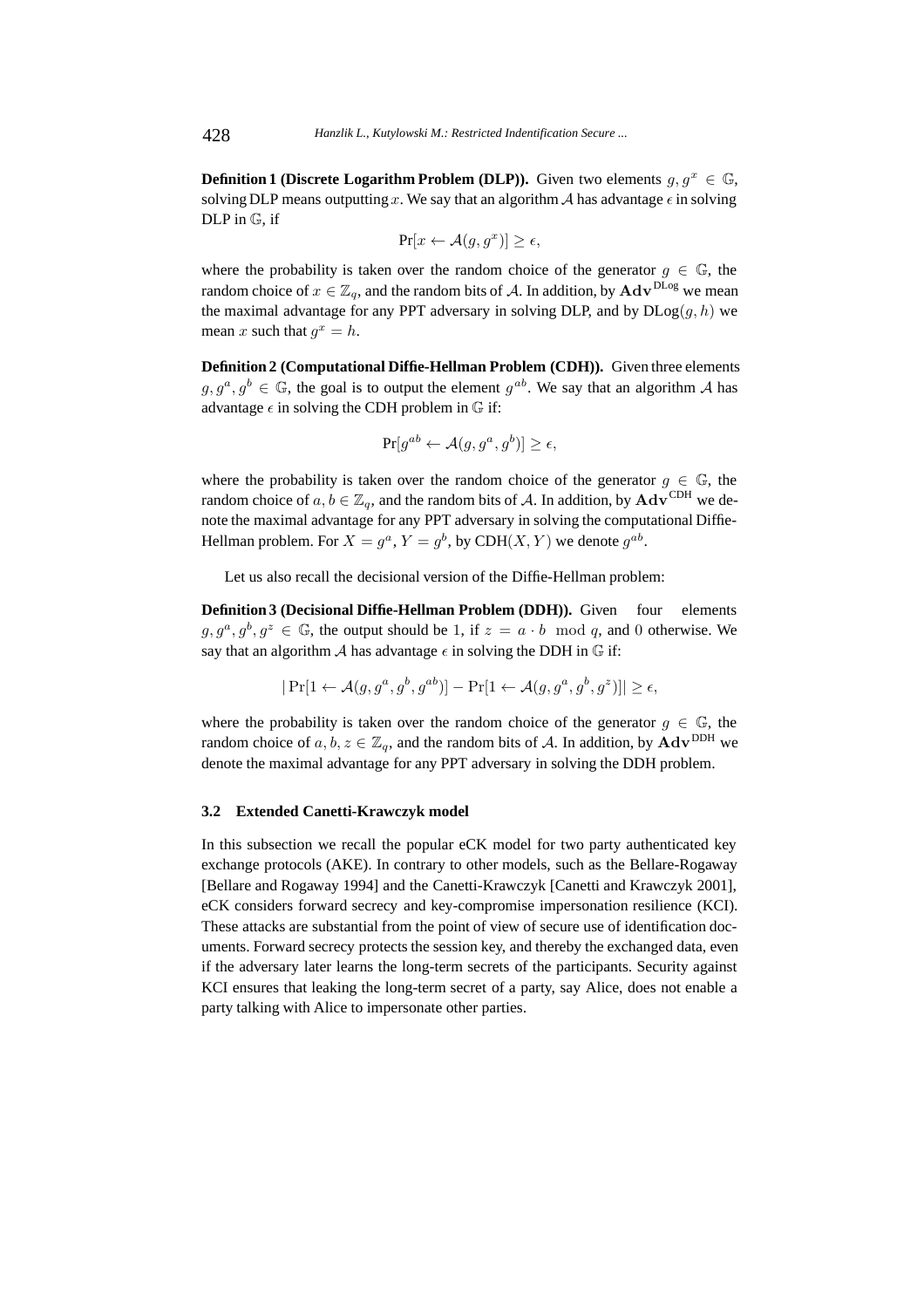**Definition 1 (Discrete Logarithm Problem (DLP)).** Given two elements $g, g^x \in \mathbb{G}$, solving DLP means outputting $x$. We say that an algorithm $\mathcal{A}$ has advantage $\epsilon$ in solving DLP in $\mathbb{G}$, if

$$\Pr[x \leftarrow \mathcal{A}(g, g^x)] \geq \epsilon,$$

where the probability is taken over the random choice of the generator $g \in \mathbb{G}$, the random choice of $x \in \mathbb{Z}_q$, and the random bits of $\mathcal{A}$. In addition, by $\mathbf{Adv}^{\text{DLog}}$ we mean the maximal advantage for any PPT adversary in solving DLP, and by $\text{DLog}(g, h)$ we mean $x$ such that $g^x = h$.

**Definition 2 (Computational Diffie-Hellman Problem (CDH)).** Given three elements $g, g^a, g^b \in \mathbb{G}$, the goal is to output the element $g^{ab}$. We say that an algorithm $\mathcal{A}$ has advantage $\epsilon$ in solving the CDH problem in $\mathbb{G}$ if:

$$\Pr[g^{ab} \leftarrow \mathcal{A}(g, g^a, g^b)] \geq \epsilon,$$

where the probability is taken over the random choice of the generator $g \in \mathbb{G}$, the random choice of $a, b \in \mathbb{Z}_q$, and the random bits of $\mathcal{A}$. In addition, by $\mathbf{Adv}^{\text{CDH}}$ we denote the maximal advantage for any PPT adversary in solving the computational Diffie-Hellman problem. For $X = g^a$, $Y = g^b$, by $\text{CDH}(X, Y)$ we denote $g^{ab}$.

Let us also recall the decisional version of the Diffie-Hellman problem:

**Definition 3 (Decisional Diffie-Hellman Problem (DDH)).** Given four elements $g, g^a, g^b, g^z \in \mathbb{G}$, the output should be 1, if $z = a \cdot b \mod q$, and 0 otherwise. We say that an algorithm $\mathcal{A}$ has advantage $\epsilon$ in solving the DDH in $\mathbb{G}$ if:

$$|\Pr[1 \leftarrow \mathcal{A}(g, g^a, g^b, g^{ab})] - \Pr[1 \leftarrow \mathcal{A}(g, g^a, g^b, g^z)]| \geq \epsilon,$$

where the probability is taken over the random choice of the generator $g \in \mathbb{G}$, the random choice of $a, b, z \in \mathbb{Z}_q$, and the random bits of $\mathcal{A}$. In addition, by $\mathbf{Adv}^{\text{DDH}}$ we denote the maximal advantage for any PPT adversary in solving the DDH problem.

### 3.2 Extended Canetti-Krawczyk model

In this subsection we recall the popular eCK model for two party authenticated key exchange protocols (AKE). In contrary to other models, such as the Bellare-Rogaway [Bellare and Rogaway 1994] and the Canetti-Krawczyk [Canetti and Krawczyk 2001], eCK considers forward secrecy and key-compromise impersonation resilience (KCI). These attacks are substantial from the point of view of secure use of identification documents. Forward secrecy protects the session key, and thereby the exchanged data, even if the adversary later learns the long-term secrets of the participants. Security against KCI ensures that leaking the long-term secret of a party, say Alice, does not enable a party talking with Alice to impersonate other parties.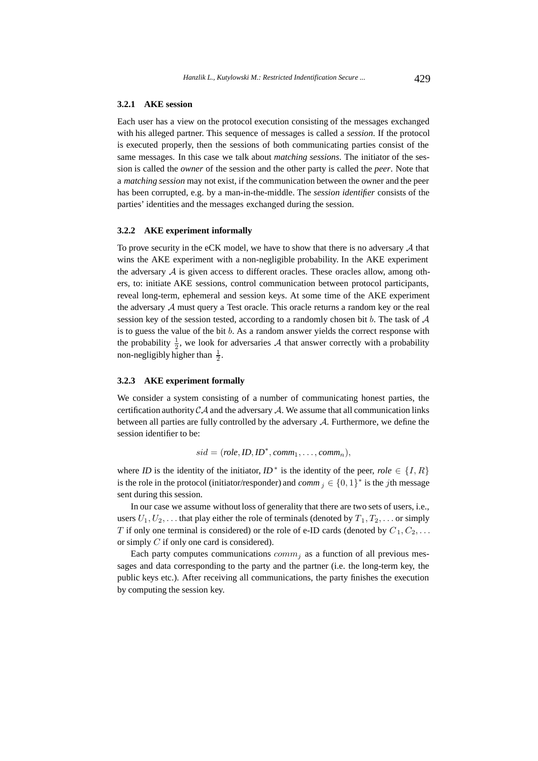#### 3.2.1 AKE session

Each user has a view on the protocol execution consisting of the messages exchanged with his alleged partner. This sequence of messages is called a *session*. If the protocol is executed properly, then the sessions of both communicating parties consist of the same messages. In this case we talk about *matching sessions*. The initiator of the session is called the *owner* of the session and the other party is called the *peer*. Note that a *matching session* may not exist, if the communication between the owner and the peer has been corrupted, e.g. by a man-in-the-middle. The *session identifier* consists of the parties' identities and the messages exchanged during the session.

#### 3.2.2 AKE experiment informally

To prove security in the eCK model, we have to show that there is no adversary $\mathcal{A}$ that wins the AKE experiment with a non-negligible probability. In the AKE experiment the adversary $\mathcal{A}$ is given access to different oracles. These oracles allow, among others, to: initiate AKE sessions, control communication between protocol participants, reveal long-term, ephemeral and session keys. At some time of the AKE experiment the adversary $\mathcal{A}$ must query a Test oracle. This oracle returns a random key or the real session key of the session tested, according to a randomly chosen bit $b$. The task of $\mathcal{A}$ is to guess the value of the bit $b$. As a random answer yields the correct response with the probability $\frac{1}{2}$, we look for adversaries $\mathcal{A}$ that answer correctly with a probability non-negligibly higher than $\frac{1}{2}$.

#### 3.2.3 AKE experiment formally

We consider a system consisting of a number of communicating honest parties, the certification authority $\mathcal{CA}$ and the adversary $\mathcal{A}$. We assume that all communication links between all parties are fully controlled by the adversary $\mathcal{A}$. Furthermore, we define the session identifier to be:

$$sid = (\textit{role}, \textit{ID}, \textit{ID}^*, \textit{comm}_1, \ldots, \textit{comm}_n),$$

where *ID* is the identity of the initiator, $\textit{ID}^*$ is the identity of the peer, $\textit{role} \in \{I, R\}$ is the role in the protocol (initiator/responder) and $\textit{comm}_j \in \{0,1\}^*$ is the $j$th message sent during this session.

In our case we assume without loss of generality that there are two sets of users, i.e., users $U_1, U_2, \ldots$ that play either the role of terminals (denoted by $T_1, T_2, \ldots$ or simply $T$ if only one terminal is considered) or the role of e-ID cards (denoted by $C_1, C_2, \ldots$ or simply $C$ if only one card is considered).

Each party computes communications $comm_j$ as a function of all previous messages and data corresponding to the party and the partner (i.e. the long-term key, the public keys etc.). After receiving all communications, the party finishes the execution by computing the session key.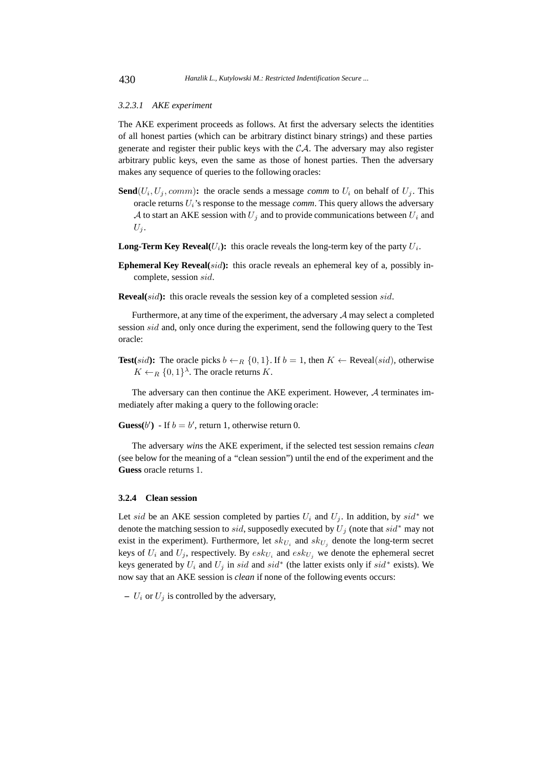#### *3.2.3.1 AKE experiment*

The AKE experiment proceeds as follows. At first the adversary selects the identities of all honest parties (which can be arbitrary distinct binary strings) and these parties generate and register their public keys with the $\mathcal{CA}$. The adversary may also register arbitrary public keys, even the same as those of honest parties. Then the adversary makes any sequence of queries to the following oracles:

**Send**$(U_i, U_j, comm)$**:** the oracle sends a message *comm* to $U_i$ on behalf of $U_j$. This oracle returns $U_i$'s response to the message *comm*. This query allows the adversary $\mathcal{A}$ to start an AKE session with $U_j$ and to provide communications between $U_i$ and $U_j$.

**Long-Term Key Reveal(**$U_i$**):** this oracle reveals the long-term key of the party $U_i$.

**Ephemeral Key Reveal(**$sid$**):** this oracle reveals an ephemeral key of a, possibly incomplete, session $sid$.

**Reveal(**$sid$**):** this oracle reveals the session key of a completed session $sid$.

Furthermore, at any time of the experiment, the adversary $\mathcal{A}$ may select a completed session $sid$ and, only once during the experiment, send the following query to the Test oracle:

**Test(**$sid$**):** The oracle picks $b \leftarrow_R \{0,1\}$. If $b = 1$, then $K \leftarrow \text{Reveal}(sid)$, otherwise $K \leftarrow_R \{0,1\}^\lambda$. The oracle returns $K$.

The adversary can then continue the AKE experiment. However, $\mathcal{A}$ terminates immediately after making a query to the following oracle:

**Guess(**$b'$**)** - If $b = b'$, return 1, otherwise return 0.

The adversary *wins* the AKE experiment, if the selected test session remains *clean* (see below for the meaning of a "clean session") until the end of the experiment and the **Guess** oracle returns 1.

### 3.2.4 Clean session

Let $sid$ be an AKE session completed by parties $U_i$ and $U_j$. In addition, by $sid^*$ we denote the matching session to $sid$, supposedly executed by $U_j$ (note that $sid^*$ may not exist in the experiment). Furthermore, let $sk_{U_i}$ and $sk_{U_j}$ denote the long-term secret keys of $U_i$ and $U_j$, respectively. By $esk_{U_i}$ and $esk_{U_j}$ we denote the ephemeral secret keys generated by $U_i$ and $U_j$ in $sid$ and $sid^*$ (the latter exists only if $sid^*$ exists). We now say that an AKE session is *clean* if none of the following events occurs:

- $U_i$ or $U_j$ is controlled by the adversary,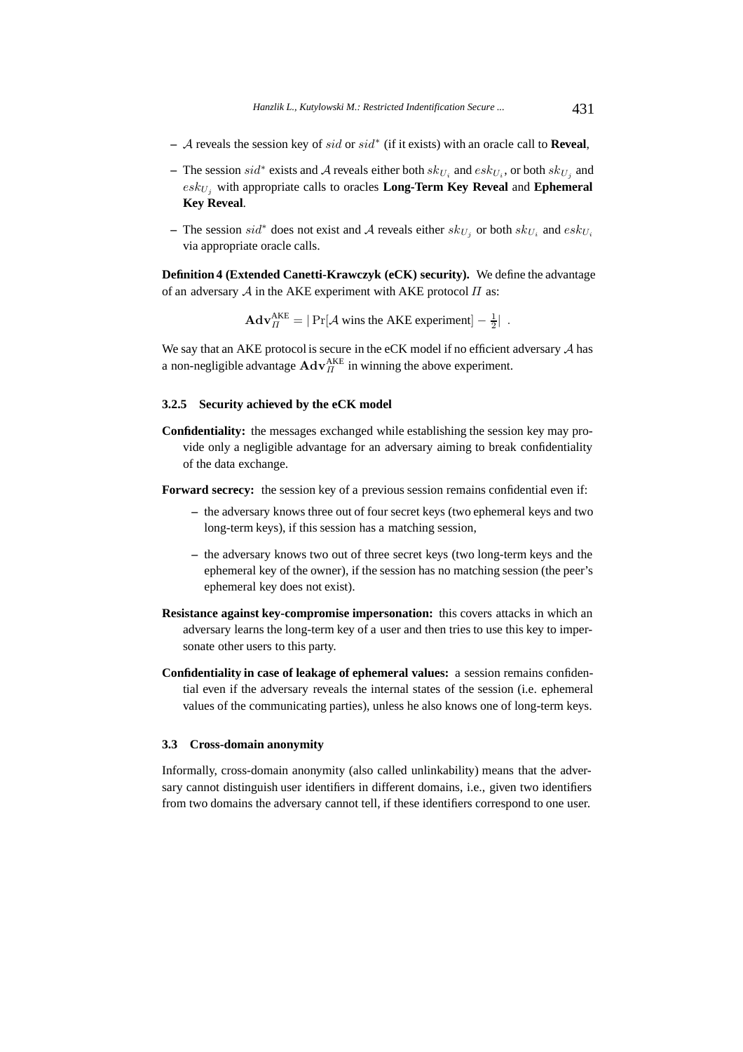- $\mathcal{A}$ reveals the session key of $sid$ or $sid^*$ (if it exists) with an oracle call to **Reveal**,
- The session $sid^*$ exists and $\mathcal{A}$ reveals either both $sk_{U_i}$ and $esk_{U_i}$, or both $sk_{U_j}$ and $esk_{U_j}$ with appropriate calls to oracles **Long-Term Key Reveal** and **Ephemeral Key Reveal**.
- The session $sid^*$ does not exist and $\mathcal{A}$ reveals either $sk_{U_j}$ or both $sk_{U_i}$ and $esk_{U_i}$ via appropriate oracle calls.

**Definition 4 (Extended Canetti-Krawczyk (eCK) security).** We define the advantage of an adversary $\mathcal{A}$ in the AKE experiment with AKE protocol $\Pi$ as:

$$\mathbf{Adv}_{\Pi}^{\mathrm{AKE}} = |\Pr[\mathcal{A} \text{ wins the AKE experiment}] - \tfrac{1}{2}| \ .$$

We say that an AKE protocol is secure in the eCK model if no efficient adversary $\mathcal{A}$ has a non-negligible advantage $\mathbf{Adv}_{\Pi}^{\mathrm{AKE}}$ in winning the above experiment.

#### 3.2.5 Security achieved by the eCK model

**Confidentiality:** the messages exchanged while establishing the session key may provide only a negligible advantage for an adversary aiming to break confidentiality of the data exchange.

**Forward secrecy:** the session key of a previous session remains confidential even if:

- the adversary knows three out of four secret keys (two ephemeral keys and two long-term keys), if this session has a matching session,
- the adversary knows two out of three secret keys (two long-term keys and the ephemeral key of the owner), if the session has no matching session (the peer's ephemeral key does not exist).

**Resistance against key-compromise impersonation:** this covers attacks in which an adversary learns the long-term key of a user and then tries to use this key to impersonate other users to this party.

**Confidentiality in case of leakage of ephemeral values:** a session remains confidential even if the adversary reveals the internal states of the session (i.e. ephemeral values of the communicating parties), unless he also knows one of long-term keys.

### 3.3 Cross-domain anonymity

Informally, cross-domain anonymity (also called unlinkability) means that the adversary cannot distinguish user identifiers in different domains, i.e., given two identifiers from two domains the adversary cannot tell, if these identifiers correspond to one user.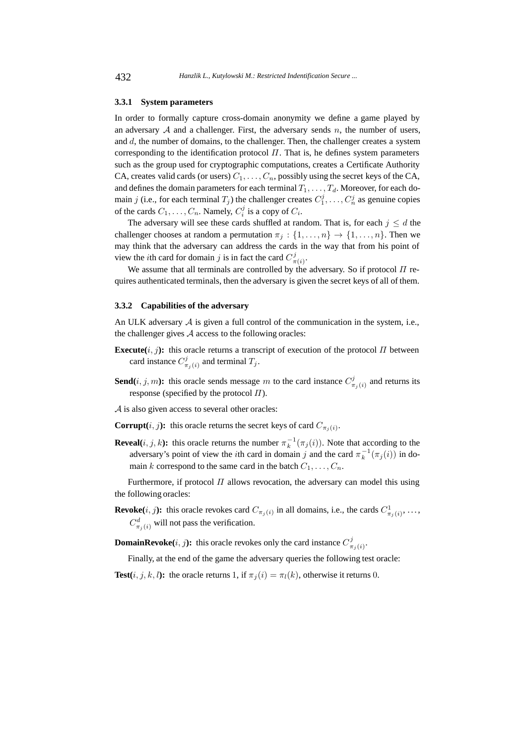#### 3.3.1 System parameters

In order to formally capture cross-domain anonymity we define a game played by an adversary $\mathcal{A}$ and a challenger. First, the adversary sends $n$, the number of users, and $d$, the number of domains, to the challenger. Then, the challenger creates a system corresponding to the identification protocol $\Pi$. That is, he defines system parameters such as the group used for cryptographic computations, creates a Certificate Authority CA, creates valid cards (or users) $C_1, \ldots, C_n$, possibly using the secret keys of the CA, and defines the domain parameters for each terminal $T_1, \ldots, T_d$. Moreover, for each domain $j$ (i.e., for each terminal $T_j$) the challenger creates $C_1^j, \ldots, C_n^j$ as genuine copies of the cards $C_1, \ldots, C_n$. Namely, $C_i^j$ is a copy of $C_i$.

The adversary will see these cards shuffled at random. That is, for each $j \leq d$ the challenger chooses at random a permutation $\pi_j : \{1, \ldots, n\} \to \{1, \ldots, n\}$. Then we may think that the adversary can address the cards in the way that from his point of view the $i$th card for domain $j$ is in fact the card $C_{\pi(i)}^j$.

We assume that all terminals are controlled by the adversary. So if protocol $\Pi$ requires authenticated terminals, then the adversary is given the secret keys of all of them.

#### 3.3.2 Capabilities of the adversary

An ULK adversary $\mathcal{A}$ is given a full control of the communication in the system, i.e., the challenger gives $\mathcal{A}$ access to the following oracles:

**Execute($i, j$):** this oracle returns a transcript of execution of the protocol $\Pi$ between card instance $C_{\pi_j(i)}^j$ and terminal $T_j$.

**Send($i, j, m$):** this oracle sends message $m$ to the card instance $C_{\pi_j(i)}^j$ and returns its response (specified by the protocol $\Pi$).

$\mathcal{A}$ is also given access to several other oracles:

**Corrupt($i, j$):** this oracle returns the secret keys of card $C_{\pi_j(i)}$.

**Reveal($i, j, k$):** this oracle returns the number $\pi_k^{-1}(\pi_j(i))$. Note that according to the adversary's point of view the $i$th card in domain $j$ and the card $\pi_k^{-1}(\pi_j(i))$ in domain $k$ correspond to the same card in the batch $C_1, \ldots, C_n$.

Furthermore, if protocol $\Pi$ allows revocation, the adversary can model this using the following oracles:

**Revoke($i, j$):** this oracle revokes card $C_{\pi_j(i)}$ in all domains, i.e., the cards $C_{\pi_j(i)}^1, \ldots, C_{\pi_j(i)}^d$ will not pass the verification.

**DomainRevoke($i, j$):** this oracle revokes only the card instance $C_{\pi_j(i)}^j$.

Finally, at the end of the game the adversary queries the following test oracle:

**Test($i, j, k, l$):** the oracle returns 1, if $\pi_j(i) = \pi_l(k)$, otherwise it returns 0.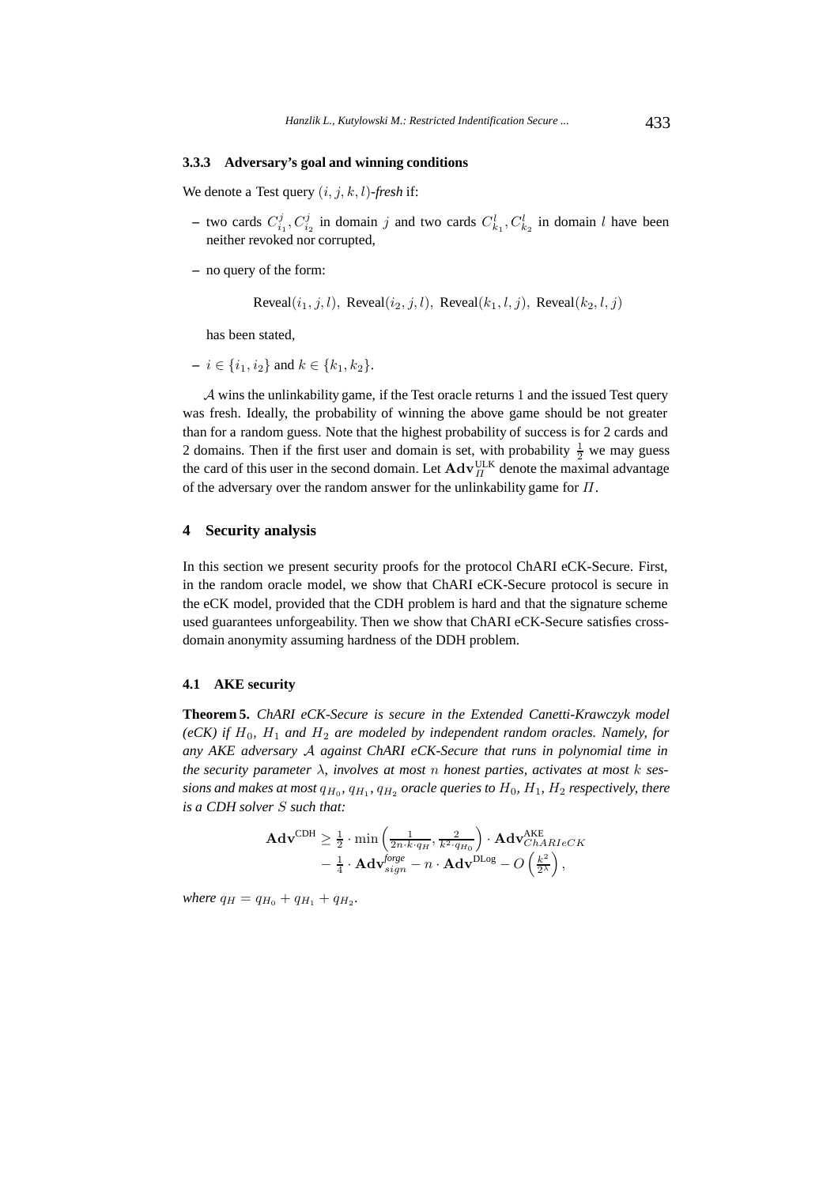#### 3.3.3 Adversary's goal and winning conditions

We denote a Test query $(i, j, k, l)$-*fresh* if:

- two cards $C^j_{i_1}, C^j_{i_2}$ in domain $j$ and two cards $C^l_{k_1}, C^l_{k_2}$ in domain $l$ have been neither revoked nor corrupted,
- no query of the form:

  $$\text{Reveal}(i_1, j, l),\ \text{Reveal}(i_2, j, l),\ \text{Reveal}(k_1, l, j),\ \text{Reveal}(k_2, l, j)$$

  has been stated,
- $i \in \{i_1, i_2\}$ and $k \in \{k_1, k_2\}$.

$\mathcal{A}$ wins the unlinkability game, if the Test oracle returns 1 and the issued Test query was fresh. Ideally, the probability of winning the above game should be not greater than for a random guess. Note that the highest probability of success is for 2 cards and 2 domains. Then if the first user and domain is set, with probability $\frac{1}{2}$ we may guess the card of this user in the second domain. Let $\mathbf{Adv}^{\text{ULK}}_{\Pi}$ denote the maximal advantage of the adversary over the random answer for the unlinkability game for $\Pi$.

## 4 Security analysis

In this section we present security proofs for the protocol ChARI eCK-Secure. First, in the random oracle model, we show that ChARI eCK-Secure protocol is secure in the eCK model, provided that the CDH problem is hard and that the signature scheme used guarantees unforgeability. Then we show that ChARI eCK-Secure satisfies cross-domain anonymity assuming hardness of the DDH problem.

### 4.1 AKE security

**Theorem 5.** *ChARI eCK-Secure is secure in the Extended Canetti-Krawczyk model (eCK) if $H_0$, $H_1$ and $H_2$ are modeled by independent random oracles. Namely, for any AKE adversary $\mathcal{A}$ against ChARI eCK-Secure that runs in polynomial time in the security parameter $\lambda$, involves at most $n$ honest parties, activates at most $k$ sessions and makes at most $q_{H_0}$, $q_{H_1}$, $q_{H_2}$ oracle queries to $H_0$, $H_1$, $H_2$ respectively, there is a CDH solver $S$ such that:*

$$\begin{aligned}\mathbf{Adv}^{\text{CDH}} \geq \tfrac{1}{2} \cdot \min\left(\tfrac{1}{2n \cdot k \cdot q_H}, \tfrac{2}{k^2 \cdot q_{H_0}}\right) \cdot \mathbf{Adv}^{\text{AKE}}_{ChARIeCK} \\ - \tfrac{1}{4} \cdot \mathbf{Adv}^{\textit{forge}}_{sign} - n \cdot \mathbf{Adv}^{\text{DLog}} - O\left(\tfrac{k^2}{2^\lambda}\right),\end{aligned}$$

*where $q_H = q_{H_0} + q_{H_1} + q_{H_2}$.*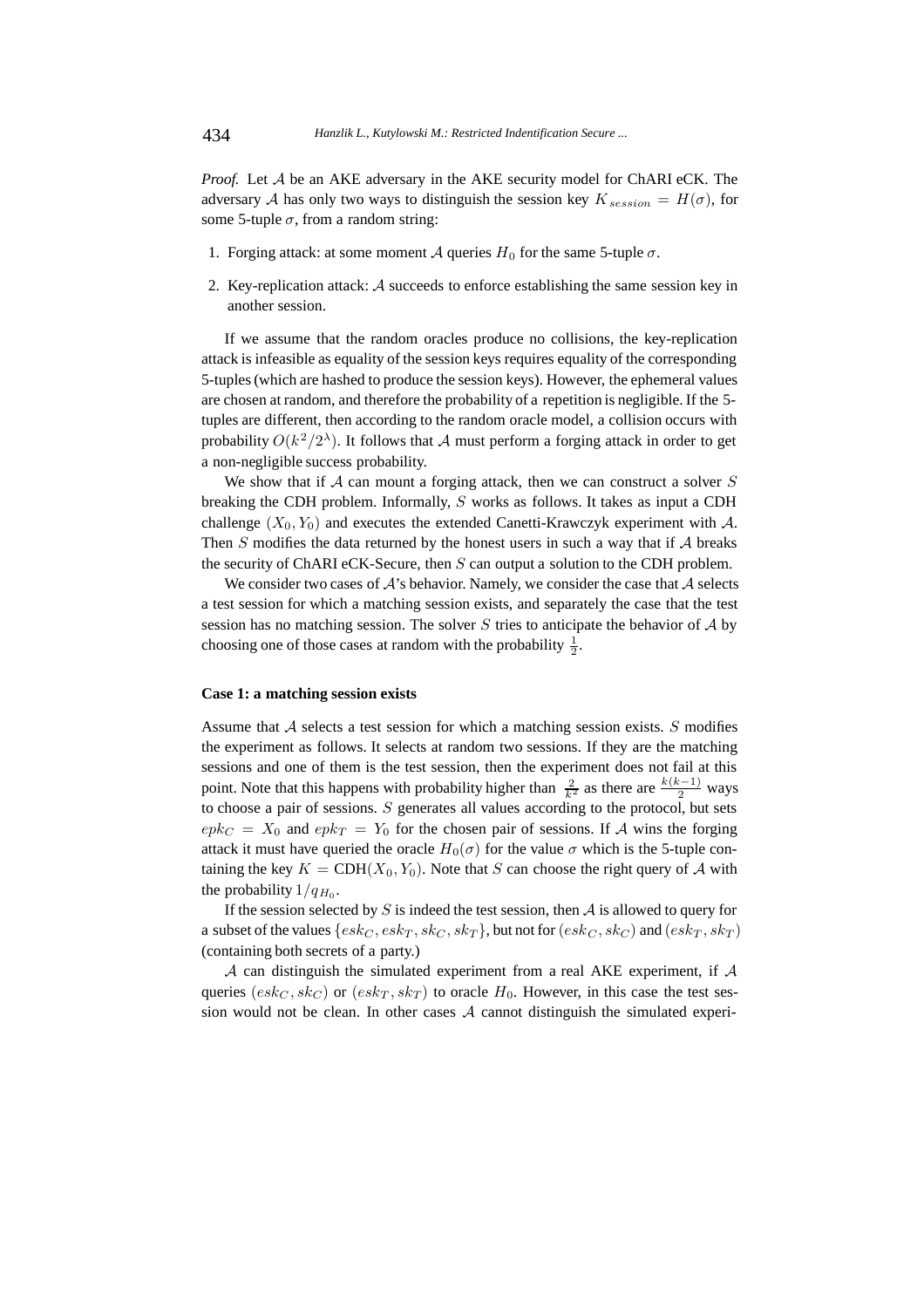*Proof.* Let $\mathcal{A}$ be an AKE adversary in the AKE security model for ChARI eCK. The adversary $\mathcal{A}$ has only two ways to distinguish the session key $K_{session} = H(\sigma)$, for some 5-tuple $\sigma$, from a random string:

1. Forging attack: at some moment $\mathcal{A}$ queries $H_0$ for the same 5-tuple $\sigma$.
2. Key-replication attack: $\mathcal{A}$ succeeds to enforce establishing the same session key in another session.

If we assume that the random oracles produce no collisions, the key-replication attack is infeasible as equality of the session keys requires equality of the corresponding 5-tuples (which are hashed to produce the session keys). However, the ephemeral values are chosen at random, and therefore the probability of a repetition is negligible. If the 5-tuples are different, then according to the random oracle model, a collision occurs with probability $O(k^2/2^{\lambda})$. It follows that $\mathcal{A}$ must perform a forging attack in order to get a non-negligible success probability.

We show that if $\mathcal{A}$ can mount a forging attack, then we can construct a solver $S$ breaking the CDH problem. Informally, $S$ works as follows. It takes as input a CDH challenge $(X_0, Y_0)$ and executes the extended Canetti-Krawczyk experiment with $\mathcal{A}$. Then $S$ modifies the data returned by the honest users in such a way that if $\mathcal{A}$ breaks the security of ChARI eCK-Secure, then $S$ can output a solution to the CDH problem.

We consider two cases of $\mathcal{A}$'s behavior. Namely, we consider the case that $\mathcal{A}$ selects a test session for which a matching session exists, and separately the case that the test session has no matching session. The solver $S$ tries to anticipate the behavior of $\mathcal{A}$ by choosing one of those cases at random with the probability $\frac{1}{2}$.

**Case 1: a matching session exists**

Assume that $\mathcal{A}$ selects a test session for which a matching session exists. $S$ modifies the experiment as follows. It selects at random two sessions. If they are the matching sessions and one of them is the test session, then the experiment does not fail at this point. Note that this happens with probability higher than $\frac{2}{k^2}$ as there are $\frac{k(k-1)}{2}$ ways to choose a pair of sessions. $S$ generates all values according to the protocol, but sets $epk_C = X_0$ and $epk_T = Y_0$ for the chosen pair of sessions. If $\mathcal{A}$ wins the forging attack it must have queried the oracle $H_0(\sigma)$ for the value $\sigma$ which is the 5-tuple containing the key $K = \text{CDH}(X_0, Y_0)$. Note that $S$ can choose the right query of $\mathcal{A}$ with the probability $1/q_{H_0}$.

If the session selected by $S$ is indeed the test session, then $\mathcal{A}$ is allowed to query for a subset of the values $\{esk_C, esk_T, sk_C, sk_T\}$, but not for $(esk_C, sk_C)$ and $(esk_T, sk_T)$ (containing both secrets of a party.)

$\mathcal{A}$ can distinguish the simulated experiment from a real AKE experiment, if $\mathcal{A}$ queries $(esk_C, sk_C)$ or $(esk_T, sk_T)$ to oracle $H_0$. However, in this case the test session would not be clean. In other cases $\mathcal{A}$ cannot distinguish the simulated experi-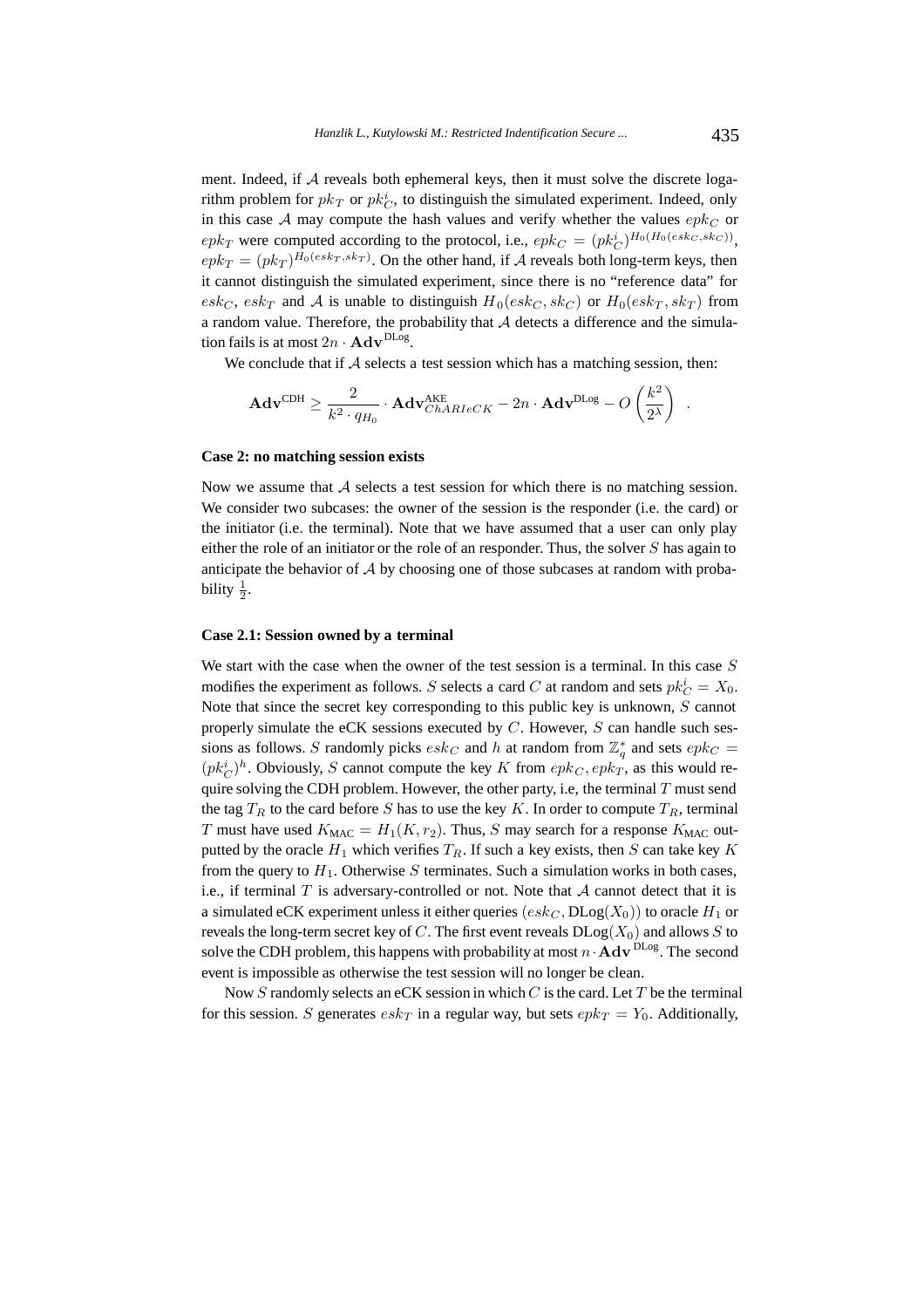ment. Indeed, if $\mathcal{A}$ reveals both ephemeral keys, then it must solve the discrete logarithm problem for $pk_T$ or $pk_C^i$, to distinguish the simulated experiment. Indeed, only in this case $\mathcal{A}$ may compute the hash values and verify whether the values $epk_C$ or $epk_T$ were computed according to the protocol, i.e., $epk_C = (pk_C^i)^{H_0(H_0(esk_C, sk_C))}$, $epk_T = (pk_T)^{H_0(esk_T, sk_T)}$. On the other hand, if $\mathcal{A}$ reveals both long-term keys, then it cannot distinguish the simulated experiment, since there is no "reference data" for $esk_C$, $esk_T$ and $\mathcal{A}$ is unable to distinguish $H_0(esk_C, sk_C)$ or $H_0(esk_T, sk_T)$ from a random value. Therefore, the probability that $\mathcal{A}$ detects a difference and the simulation fails is at most $2n \cdot \mathbf{Adv}^{\text{DLog}}$.

We conclude that if $\mathcal{A}$ selects a test session which has a matching session, then:

$$\mathbf{Adv}^{\text{CDH}} \geq \frac{2}{k^2 \cdot q_{H_0}} \cdot \mathbf{Adv}^{\text{AKE}}_{ChARIeCK} - 2n \cdot \mathbf{Adv}^{\text{DLog}} - O\left(\frac{k^2}{2^\lambda}\right) \quad .$$

**Case 2: no matching session exists**

Now we assume that $\mathcal{A}$ selects a test session for which there is no matching session. We consider two subcases: the owner of the session is the responder (i.e. the card) or the initiator (i.e. the terminal). Note that we have assumed that a user can only play either the role of an initiator or the role of an responder. Thus, the solver $S$ has again to anticipate the behavior of $\mathcal{A}$ by choosing one of those subcases at random with probability $\frac{1}{2}$.

**Case 2.1: Session owned by a terminal**

We start with the case when the owner of the test session is a terminal. In this case $S$ modifies the experiment as follows. $S$ selects a card $C$ at random and sets $pk_C^i = X_0$. Note that since the secret key corresponding to this public key is unknown, $S$ cannot properly simulate the eCK sessions executed by $C$. However, $S$ can handle such sessions as follows. $S$ randomly picks $esk_C$ and $h$ at random from $\mathbb{Z}_q^*$ and sets $epk_C = (pk_C^i)^h$. Obviously, $S$ cannot compute the key $K$ from $epk_C, epk_T$, as this would require solving the CDH problem. However, the other party, i.e, the terminal $T$ must send the tag $T_R$ to the card before $S$ has to use the key $K$. In order to compute $T_R$, terminal $T$ must have used $K_{\text{MAC}} = H_1(K, r_2)$. Thus, $S$ may search for a response $K_{\text{MAC}}$ outputted by the oracle $H_1$ which verifies $T_R$. If such a key exists, then $S$ can take key $K$ from the query to $H_1$. Otherwise $S$ terminates. Such a simulation works in both cases, i.e., if terminal $T$ is adversary-controlled or not. Note that $\mathcal{A}$ cannot detect that it is a simulated eCK experiment unless it either queries $(esk_C, \text{DLog}(X_0))$ to oracle $H_1$ or reveals the long-term secret key of $C$. The first event reveals $\text{DLog}(X_0)$ and allows $S$ to solve the CDH problem, this happens with probability at most $n \cdot \mathbf{Adv}^{\text{DLog}}$. The second event is impossible as otherwise the test session will no longer be clean.

Now $S$ randomly selects an eCK session in which $C$ is the card. Let $T$ be the terminal for this session. $S$ generates $esk_T$ in a regular way, but sets $epk_T = Y_0$. Additionally,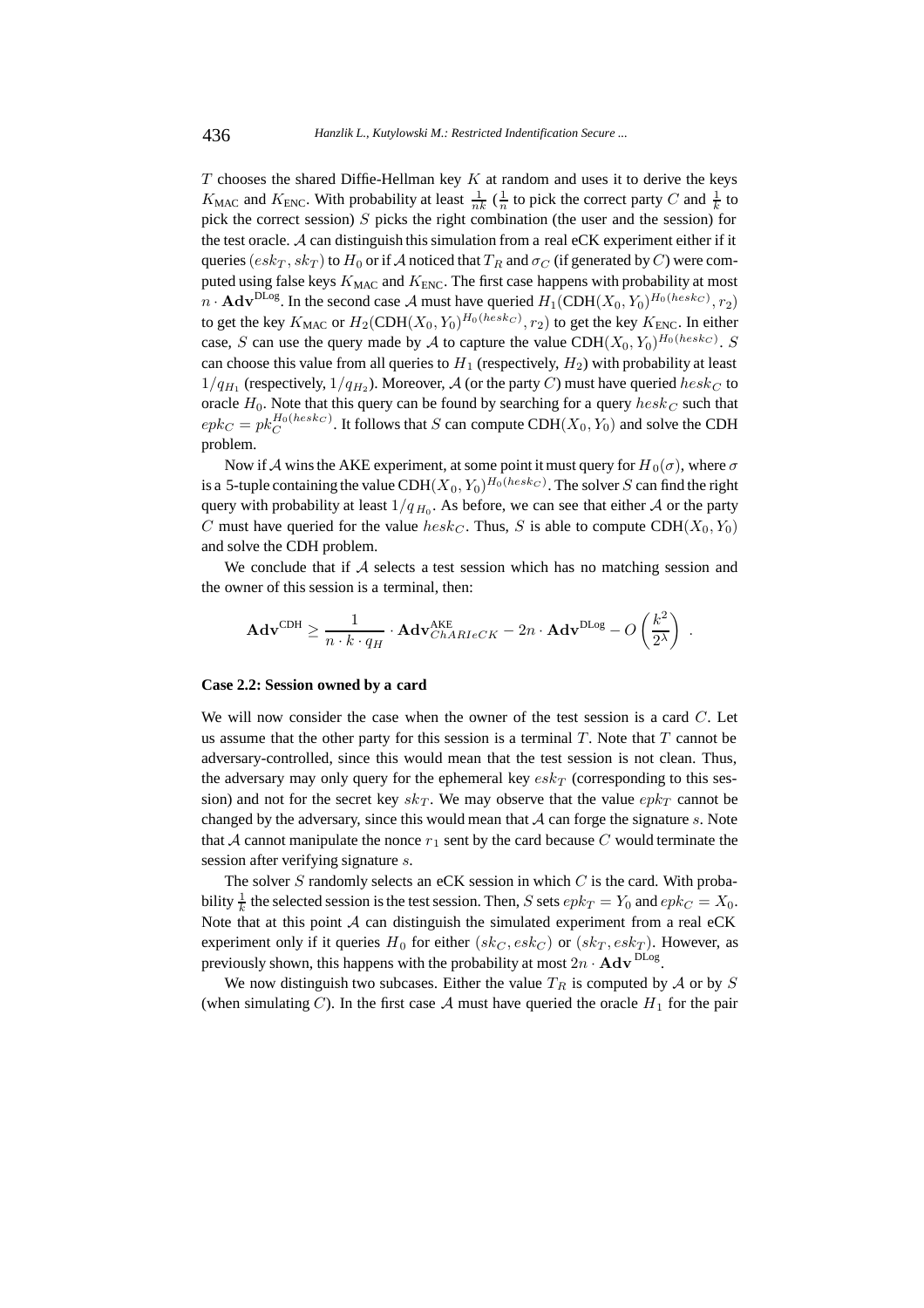$T$ chooses the shared Diffie-Hellman key $K$ at random and uses it to derive the keys $K_{\text{MAC}}$ and $K_{\text{ENC}}$. With probability at least $\frac{1}{nk}$ ($\frac{1}{n}$ to pick the correct party $C$ and $\frac{1}{k}$ to pick the correct session) $S$ picks the right combination (the user and the session) for the test oracle. $\mathcal{A}$ can distinguish this simulation from a real eCK experiment either if it queries $(esk_T, sk_T)$ to $H_0$ or if $\mathcal{A}$ noticed that $T_R$ and $\sigma_C$ (if generated by $C$) were computed using false keys $K_{\text{MAC}}$ and $K_{\text{ENC}}$. The first case happens with probability at most $n \cdot \mathbf{Adv}^{\text{DLog}}$. In the second case $\mathcal{A}$ must have queried $H_1(\text{CDH}(X_0, Y_0)^{H_0(hesk_C)}, r_2)$ to get the key $K_{\text{MAC}}$ or $H_2(\text{CDH}(X_0, Y_0)^{H_0(hesk_C)}, r_2)$ to get the key $K_{\text{ENC}}$. In either case, $S$ can use the query made by $\mathcal{A}$ to capture the value $\text{CDH}(X_0, Y_0)^{H_0(hesk_C)}$. $S$ can choose this value from all queries to $H_1$ (respectively, $H_2$) with probability at least $1/q_{H_1}$ (respectively, $1/q_{H_2}$). Moreover, $\mathcal{A}$ (or the party $C$) must have queried $hesk_C$ to oracle $H_0$. Note that this query can be found by searching for a query $hesk_C$ such that $epk_C = pk_C^{H_0(hesk_C)}$. It follows that $S$ can compute $\text{CDH}(X_0, Y_0)$ and solve the CDH problem.

Now if $\mathcal{A}$ wins the AKE experiment, at some point it must query for $H_0(\sigma)$, where $\sigma$ is a 5-tuple containing the value $\text{CDH}(X_0, Y_0)^{H_0(hesk_C)}$. The solver $S$ can find the right query with probability at least $1/q_{H_0}$. As before, we can see that either $\mathcal{A}$ or the party $C$ must have queried for the value $hesk_C$. Thus, $S$ is able to compute $\text{CDH}(X_0, Y_0)$ and solve the CDH problem.

We conclude that if $\mathcal{A}$ selects a test session which has no matching session and the owner of this session is a terminal, then:

$$\mathbf{Adv}^{\text{CDH}} \geq \frac{1}{n \cdot k \cdot q_H} \cdot \mathbf{Adv}^{\text{AKE}}_{ChARIeCK} - 2n \cdot \mathbf{Adv}^{\text{DLog}} - O\left(\frac{k^2}{2^\lambda}\right) .$$

**Case 2.2: Session owned by a card**

We will now consider the case when the owner of the test session is a card $C$. Let us assume that the other party for this session is a terminal $T$. Note that $T$ cannot be adversary-controlled, since this would mean that the test session is not clean. Thus, the adversary may only query for the ephemeral key $esk_T$ (corresponding to this session) and not for the secret key $sk_T$. We may observe that the value $epk_T$ cannot be changed by the adversary, since this would mean that $\mathcal{A}$ can forge the signature $s$. Note that $\mathcal{A}$ cannot manipulate the nonce $r_1$ sent by the card because $C$ would terminate the session after verifying signature $s$.

The solver $S$ randomly selects an eCK session in which $C$ is the card. With probability $\frac{1}{k}$ the selected session is the test session. Then, $S$ sets $epk_T = Y_0$ and $epk_C = X_0$. Note that at this point $\mathcal{A}$ can distinguish the simulated experiment from a real eCK experiment only if it queries $H_0$ for either $(sk_C, esk_C)$ or $(sk_T, esk_T)$. However, as previously shown, this happens with the probability at most $2n \cdot \mathbf{Adv}^{\text{DLog}}$.

We now distinguish two subcases. Either the value $T_R$ is computed by $\mathcal{A}$ or by $S$ (when simulating $C$). In the first case $\mathcal{A}$ must have queried the oracle $H_1$ for the pair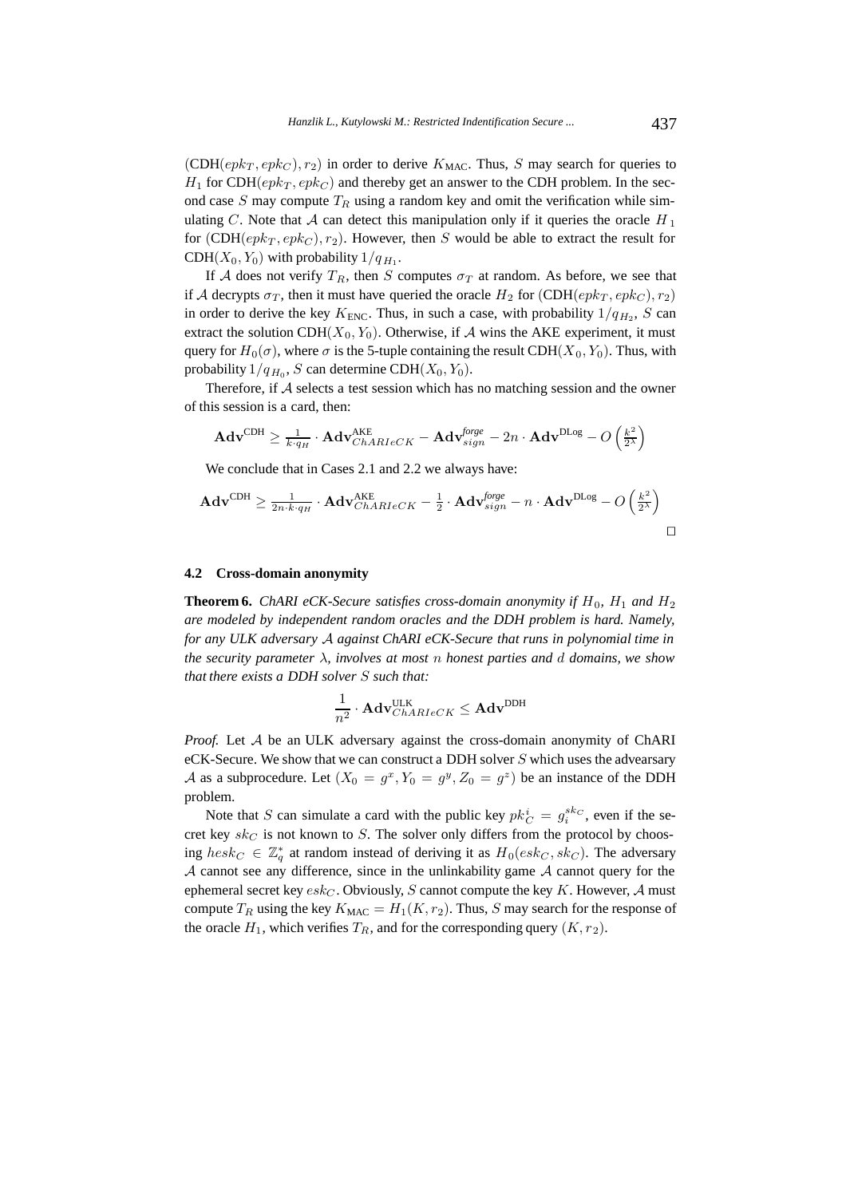$(\mathrm{CDH}(epk_T, epk_C), r_2)$ in order to derive $K_{\mathrm{MAC}}$. Thus, $S$ may search for queries to $H_1$ for $\mathrm{CDH}(epk_T, epk_C)$ and thereby get an answer to the CDH problem. In the second case $S$ may compute $T_R$ using a random key and omit the verification while simulating $C$. Note that $\mathcal{A}$ can detect this manipulation only if it queries the oracle $H_1$ for $(\mathrm{CDH}(epk_T, epk_C), r_2)$. However, then $S$ would be able to extract the result for $\mathrm{CDH}(X_0, Y_0)$ with probability $1/q_{H_1}$.

If $\mathcal{A}$ does not verify $T_R$, then $S$ computes $\sigma_T$ at random. As before, we see that if $\mathcal{A}$ decrypts $\sigma_T$, then it must have queried the oracle $H_2$ for $(\mathrm{CDH}(epk_T, epk_C), r_2)$ in order to derive the key $K_{\mathrm{ENC}}$. Thus, in such a case, with probability $1/q_{H_2}$, $S$ can extract the solution $\mathrm{CDH}(X_0, Y_0)$. Otherwise, if $\mathcal{A}$ wins the AKE experiment, it must query for $H_0(\sigma)$, where $\sigma$ is the 5-tuple containing the result $\mathrm{CDH}(X_0, Y_0)$. Thus, with probability $1/q_{H_0}$, $S$ can determine $\mathrm{CDH}(X_0, Y_0)$.

Therefore, if $\mathcal{A}$ selects a test session which has no matching session and the owner of this session is a card, then:

$$\mathbf{Adv}^{\mathrm{CDH}} \geq \frac{1}{k \cdot q_H} \cdot \mathbf{Adv}^{\mathrm{AKE}}_{ChARIeCK} - \mathbf{Adv}^{forge}_{sign} - 2n \cdot \mathbf{Adv}^{\mathrm{DLog}} - O\left(\frac{k^2}{2^\lambda}\right)$$

We conclude that in Cases 2.1 and 2.2 we always have:

$$\mathbf{Adv}^{\mathrm{CDH}} \geq \frac{1}{2n \cdot k \cdot q_H} \cdot \mathbf{Adv}^{\mathrm{AKE}}_{ChARIeCK} - \frac{1}{2} \cdot \mathbf{Adv}^{forge}_{sign} - n \cdot \mathbf{Adv}^{\mathrm{DLog}} - O\left(\frac{k^2}{2^\lambda}\right)$$

□

### 4.2 Cross-domain anonymity

**Theorem 6.** *ChARI eCK-Secure satisfies cross-domain anonymity if $H_0$, $H_1$ and $H_2$ are modeled by independent random oracles and the DDH problem is hard. Namely, for any ULK adversary $\mathcal{A}$ against ChARI eCK-Secure that runs in polynomial time in the security parameter $\lambda$, involves at most $n$ honest parties and $d$ domains, we show that there exists a DDH solver $S$ such that:*

$$\frac{1}{n^2} \cdot \mathbf{Adv}^{\mathrm{ULK}}_{ChARIeCK} \leq \mathbf{Adv}^{\mathrm{DDH}}$$

*Proof.* Let $\mathcal{A}$ be an ULK adversary against the cross-domain anonymity of ChARI eCK-Secure. We show that we can construct a DDH solver $S$ which uses the advearsary $\mathcal{A}$ as a subprocedure. Let $(X_0 = g^x, Y_0 = g^y, Z_0 = g^z)$ be an instance of the DDH problem.

Note that $S$ can simulate a card with the public key $pk_C^i = g_i^{sk_C}$, even if the secret key $sk_C$ is not known to $S$. The solver only differs from the protocol by choosing $hesk_C \in \mathbb{Z}_q^*$ at random instead of deriving it as $H_0(esk_C, sk_C)$. The adversary $\mathcal{A}$ cannot see any difference, since in the unlinkability game $\mathcal{A}$ cannot query for the ephemeral secret key $esk_C$. Obviously, $S$ cannot compute the key $K$. However, $\mathcal{A}$ must compute $T_R$ using the key $K_{\mathrm{MAC}} = H_1(K, r_2)$. Thus, $S$ may search for the response of the oracle $H_1$, which verifies $T_R$, and for the corresponding query $(K, r_2)$.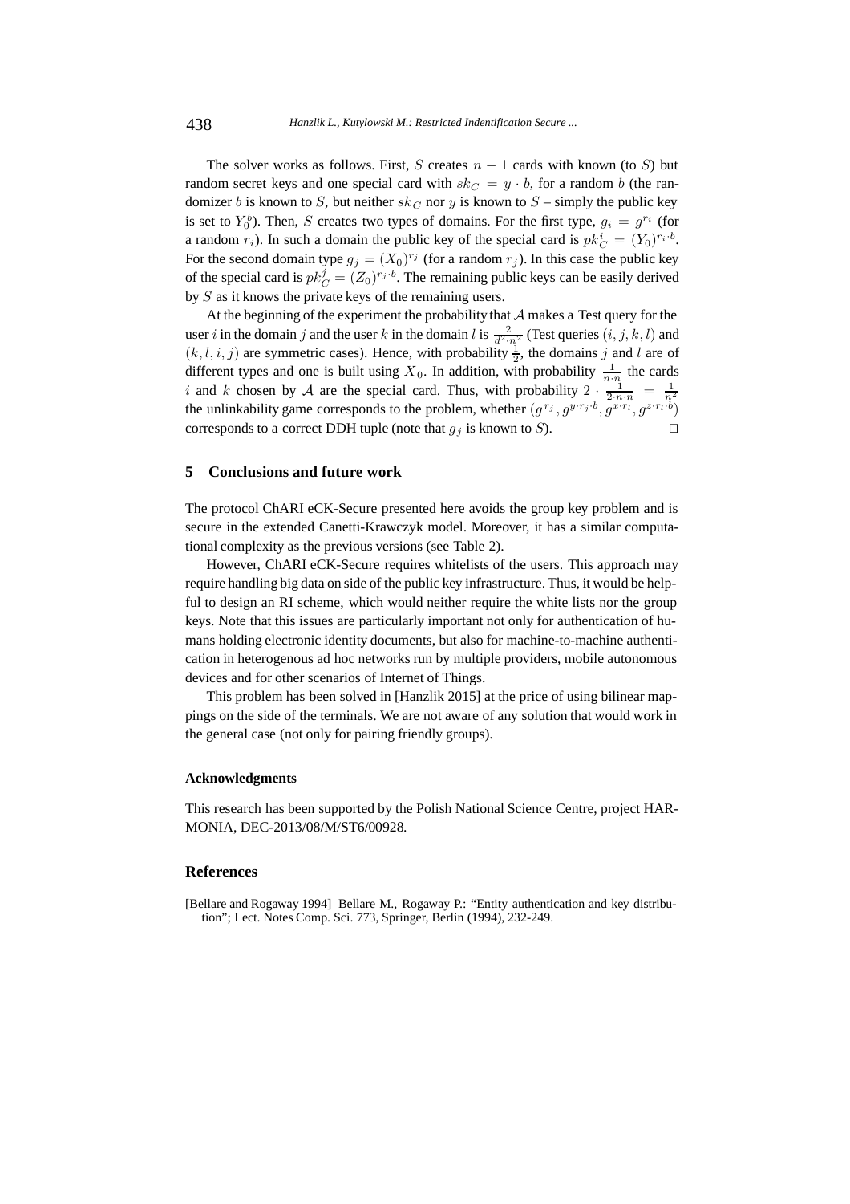The solver works as follows. First, $S$ creates $n - 1$ cards with known (to $S$) but random secret keys and one special card with $sk_C = y \cdot b$, for a random $b$ (the randomizer $b$ is known to $S$, but neither $sk_C$ nor $y$ is known to $S$ – simply the public key is set to $Y_0^b$). Then, $S$ creates two types of domains. For the first type, $g_i = g^{r_i}$ (for a random $r_i$). In such a domain the public key of the special card is $pk_C^i = (Y_0)^{r_i \cdot b}$. For the second domain type $g_j = (X_0)^{r_j}$ (for a random $r_j$). In this case the public key of the special card is $pk_C^j = (Z_0)^{r_j \cdot b}$. The remaining public keys can be easily derived by $S$ as it knows the private keys of the remaining users.

At the beginning of the experiment the probability that $\mathcal{A}$ makes a Test query for the user $i$ in the domain $j$ and the user $k$ in the domain $l$ is $\frac{2}{d^2 \cdot n^2}$ (Test queries $(i, j, k, l)$ and $(k, l, i, j)$ are symmetric cases). Hence, with probability $\frac{1}{2}$, the domains $j$ and $l$ are of different types and one is built using $X_0$. In addition, with probability $\frac{1}{n \cdot n}$ the cards $i$ and $k$ chosen by $\mathcal{A}$ are the special card. Thus, with probability $2 \cdot \frac{1}{2 \cdot n \cdot n} = \frac{1}{n^2}$ the unlinkability game corresponds to the problem, whether $(g^{r_j}, g^{y \cdot r_j \cdot b}, g^{x \cdot r_l}, g^{z \cdot r_l \cdot b})$ corresponds to a correct DDH tuple (note that $g_j$ is known to $S$). □

## 5 Conclusions and future work

The protocol ChARI eCK-Secure presented here avoids the group key problem and is secure in the extended Canetti-Krawczyk model. Moreover, it has a similar computational complexity as the previous versions (see Table 2).

However, ChARI eCK-Secure requires whitelists of the users. This approach may require handling big data on side of the public key infrastructure. Thus, it would be helpful to design an RI scheme, which would neither require the white lists nor the group keys. Note that this issues are particularly important not only for authentication of humans holding electronic identity documents, but also for machine-to-machine authentication in heterogenous ad hoc networks run by multiple providers, mobile autonomous devices and for other scenarios of Internet of Things.

This problem has been solved in [Hanzlik 2015] at the price of using bilinear mappings on the side of the terminals. We are not aware of any solution that would work in the general case (not only for pairing friendly groups).

### Acknowledgments

This research has been supported by the Polish National Science Centre, project HARMONIA, DEC-2013/08/M/ST6/00928.

## References

[Bellare and Rogaway 1994] Bellare M., Rogaway P.: "Entity authentication and key distribution"; Lect. Notes Comp. Sci. 773, Springer, Berlin (1994), 232-249.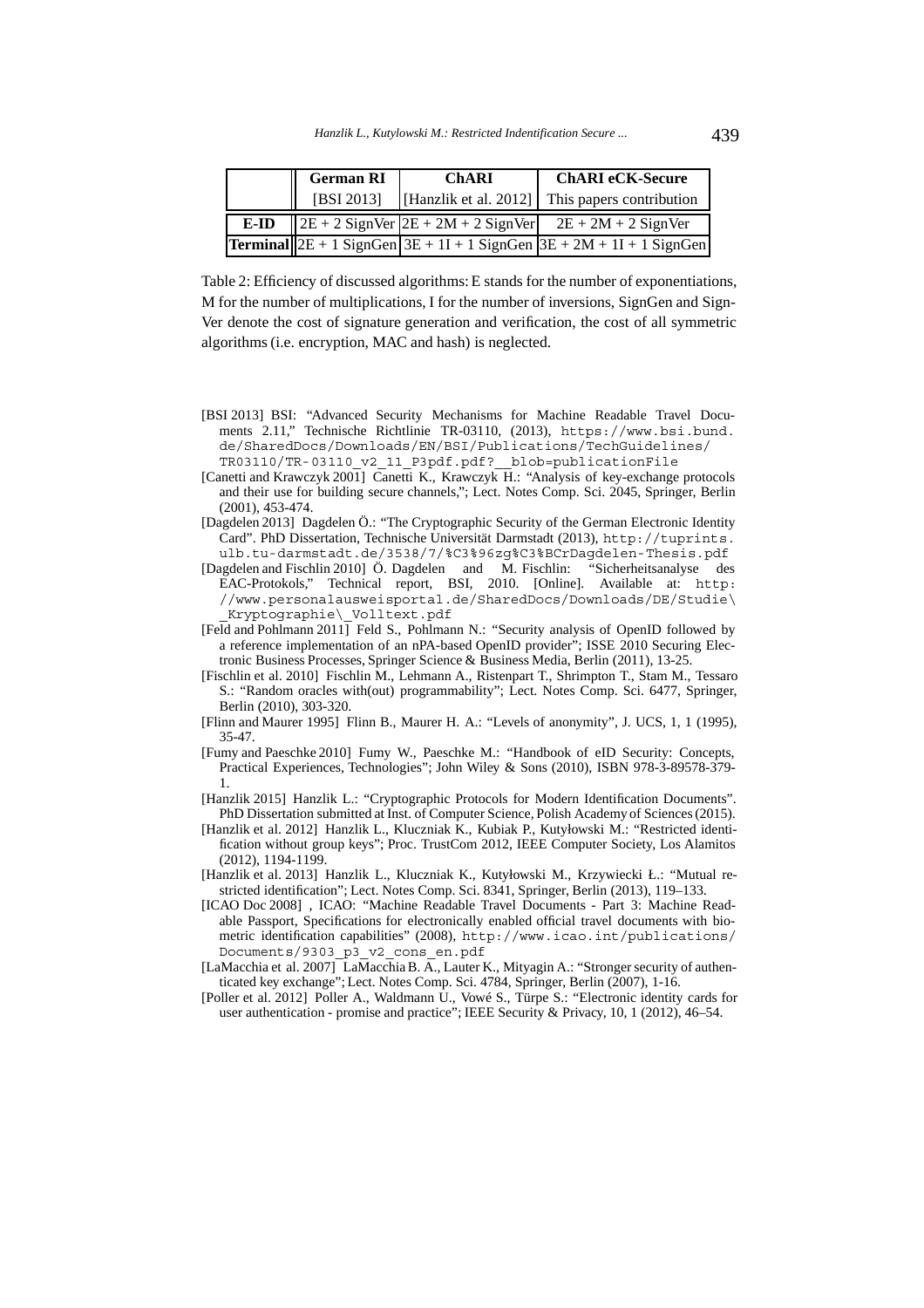| | **German RI** | **ChARI** | **ChARI eCK-Secure** |
|---|---|---|---|
| | [BSI 2013] | [Hanzlik et al. 2012] | This papers contribution |
| **E-ID** | 2E + 2 SignVer | 2E + 2M + 2 SignVer | 2E + 2M + 2 SignVer |
| **Terminal** | 2E + 1 SignGen | 3E + 1I + 1 SignGen | 3E + 2M + 1I + 1 SignGen |

Table 2: Efficiency of discussed algorithms: E stands for the number of exponentiations, M for the number of multiplications, I for the number of inversions, SignGen and SignVer denote the cost of signature generation and verification, the cost of all symmetric algorithms (i.e. encryption, MAC and hash) is neglected.

[BSI 2013] BSI: "Advanced Security Mechanisms for Machine Readable Travel Documents 2.11," Technische Richtlinie TR-03110, (2013), https://www.bsi.bund.de/SharedDocs/Downloads/EN/BSI/Publications/TechGuidelines/TR03110/TR-03110_v2_11_P3pdf.pdf?__blob=publicationFile

[Canetti and Krawczyk 2001] Canetti K., Krawczyk H.: "Analysis of key-exchange protocols and their use for building secure channels,"; Lect. Notes Comp. Sci. 2045, Springer, Berlin (2001), 453-474.

[Dagdelen 2013] Dagdelen Ö.: "The Cryptographic Security of the German Electronic Identity Card". PhD Dissertation, Technische Universität Darmstadt (2013), http://tuprints.ulb.tu-darmstadt.de/3538/7/%C3%96zg%C3%BCrDagdelen-Thesis.pdf

[Dagdelen and Fischlin 2010] Ö. Dagdelen and M. Fischlin: "Sicherheitsanalyse des EAC-Protokols," Technical report, BSI, 2010. [Online]. Available at: http://www.personalausweisportal.de/SharedDocs/Downloads/DE/Studie\_Kryptographie\_Volltext.pdf

[Feld and Pohlmann 2011] Feld S., Pohlmann N.: "Security analysis of OpenID followed by a reference implementation of an nPA-based OpenID provider"; ISSE 2010 Securing Electronic Business Processes, Springer Science & Business Media, Berlin (2011), 13-25.

[Fischlin et al. 2010] Fischlin M., Lehmann A., Ristenpart T., Shrimpton T., Stam M., Tessaro S.: "Random oracles with(out) programmability"; Lect. Notes Comp. Sci. 6477, Springer, Berlin (2010), 303-320.

[Flinn and Maurer 1995] Flinn B., Maurer H. A.: "Levels of anonymity", J. UCS, 1, 1 (1995), 35-47.

[Fumy and Paeschke 2010] Fumy W., Paeschke M.: "Handbook of eID Security: Concepts, Practical Experiences, Technologies"; John Wiley & Sons (2010), ISBN 978-3-89578-379-1.

[Hanzlik 2015] Hanzlik L.: "Cryptographic Protocols for Modern Identification Documents". PhD Dissertation submitted at Inst. of Computer Science, Polish Academy of Sciences (2015).

[Hanzlik et al. 2012] Hanzlik L., Kluczniak K., Kubiak P., Kutyłowski M.: "Restricted identification without group keys"; Proc. TrustCom 2012, IEEE Computer Society, Los Alamitos (2012), 1194-1199.

[Hanzlik et al. 2013] Hanzlik L., Kluczniak K., Kutyłowski M., Krzywiecki Ł.: "Mutual restricted identification"; Lect. Notes Comp. Sci. 8341, Springer, Berlin (2013), 119–133.

[ICAO Doc 2008] , ICAO: "Machine Readable Travel Documents - Part 3: Machine Readable Passport, Specifications for electronically enabled official travel documents with biometric identification capabilities" (2008), http://www.icao.int/publications/Documents/9303_p3_v2_cons_en.pdf

[LaMacchia et al. 2007] LaMacchia B. A., Lauter K., Mityagin A.: "Stronger security of authenticated key exchange"; Lect. Notes Comp. Sci. 4784, Springer, Berlin (2007), 1-16.

[Poller et al. 2012] Poller A., Waldmann U., Vowé S., Türpe S.: "Electronic identity cards for user authentication - promise and practice"; IEEE Security & Privacy, 10, 1 (2012), 46–54.